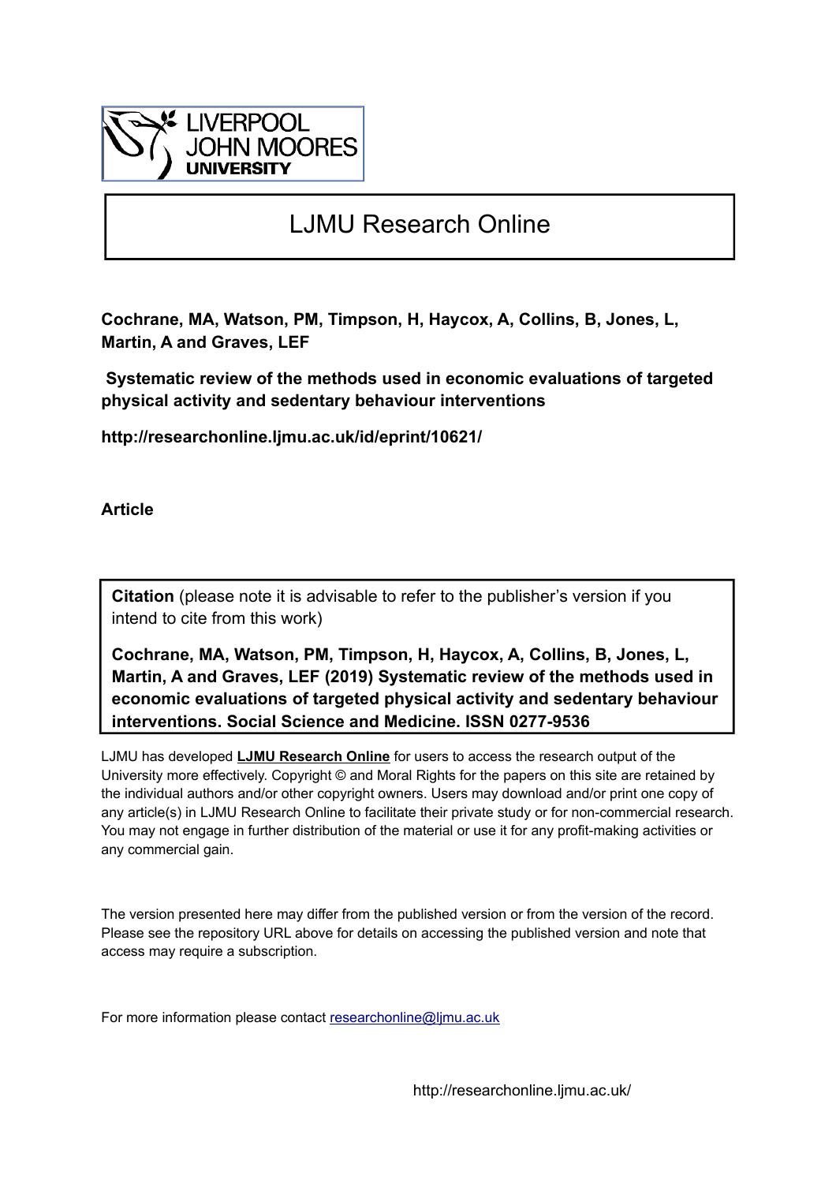# LJMU Research Online

**Cochrane, MA, Watson, PM, Timpson, H, Haycox, A, Collins, B, Jones, L, Martin, A and Graves, LEF**

**Systematic review of the methods used in economic evaluations of targeted physical activity and sedentary behaviour interventions**

**http://researchonline.ljmu.ac.uk/id/eprint/10621/**

**Article**

**Citation** (please note it is advisable to refer to the publisher's version if you intend to cite from this work)

**Cochrane, MA, Watson, PM, Timpson, H, Haycox, A, Collins, B, Jones, L, Martin, A and Graves, LEF (2019) Systematic review of the methods used in economic evaluations of targeted physical activity and sedentary behaviour interventions. Social Science and Medicine. ISSN 0277-9536**

LJMU has developed **LJMU Research Online** for users to access the research output of the University more effectively. Copyright © and Moral Rights for the papers on this site are retained by the individual authors and/or other copyright owners. Users may download and/or print one copy of any article(s) in LJMU Research Online to facilitate their private study or for non-commercial research. You may not engage in further distribution of the material or use it for any profit-making activities or any commercial gain.

The version presented here may differ from the published version or from the version of the record. Please see the repository URL above for details on accessing the published version and note that access may require a subscription.

For more information please contact researchonline@ljmu.ac.uk

http://researchonline.ljmu.ac.uk/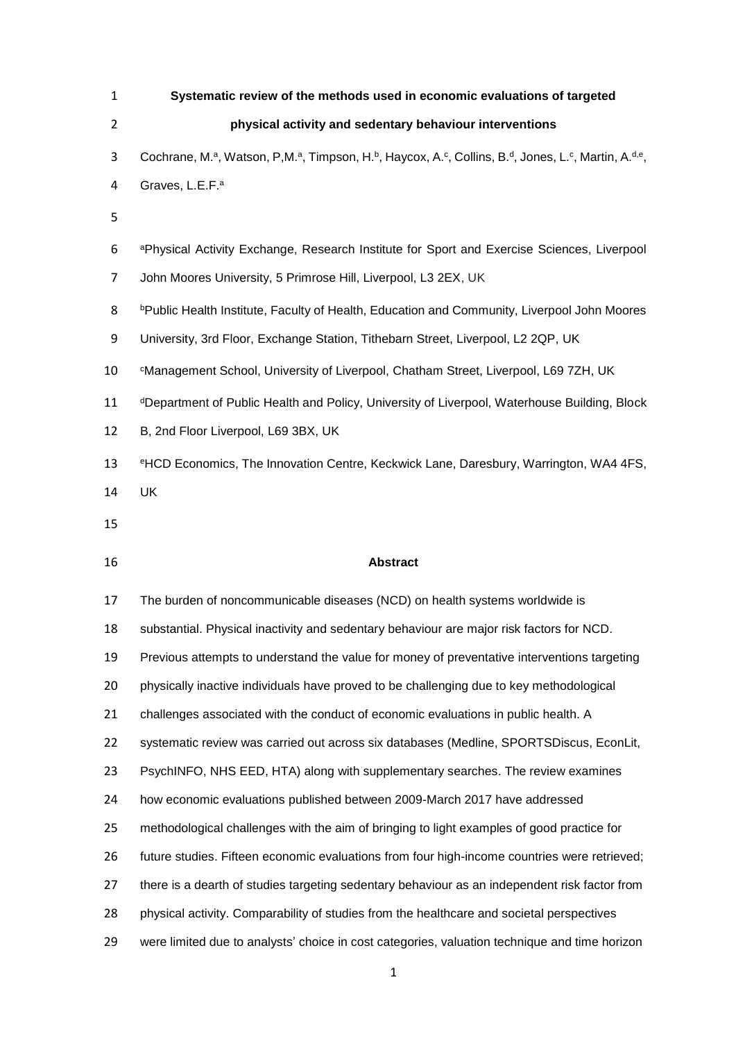# Systematic review of the methods used in economic evaluations of targeted physical activity and sedentary behaviour interventions

Cochrane, M.[a], Watson, P,M.[a], Timpson, H.[b], Haycox, A.[c], Collins, B.[d], Jones, L.[c], Martin, A.[d,e], Graves, L.E.F.[a]

[a]Physical Activity Exchange, Research Institute for Sport and Exercise Sciences, Liverpool John Moores University, 5 Primrose Hill, Liverpool, L3 2EX, UK

[b]Public Health Institute, Faculty of Health, Education and Community, Liverpool John Moores University, 3rd Floor, Exchange Station, Tithebarn Street, Liverpool, L2 2QP, UK

[c]Management School, University of Liverpool, Chatham Street, Liverpool, L69 7ZH, UK

[d]Department of Public Health and Policy, University of Liverpool, Waterhouse Building, Block B, 2nd Floor Liverpool, L69 3BX, UK

[e]HCD Economics, The Innovation Centre, Keckwick Lane, Daresbury, Warrington, WA4 4FS, UK

## Abstract

The burden of noncommunicable diseases (NCD) on health systems worldwide is substantial. Physical inactivity and sedentary behaviour are major risk factors for NCD. Previous attempts to understand the value for money of preventative interventions targeting physically inactive individuals have proved to be challenging due to key methodological challenges associated with the conduct of economic evaluations in public health. A systematic review was carried out across six databases (Medline, SPORTSDiscus, EconLit, PsychINFO, NHS EED, HTA) along with supplementary searches. The review examines how economic evaluations published between 2009-March 2017 have addressed methodological challenges with the aim of bringing to light examples of good practice for future studies. Fifteen economic evaluations from four high-income countries were retrieved; there is a dearth of studies targeting sedentary behaviour as an independent risk factor from physical activity. Comparability of studies from the healthcare and societal perspectives were limited due to analysts' choice in cost categories, valuation technique and time horizon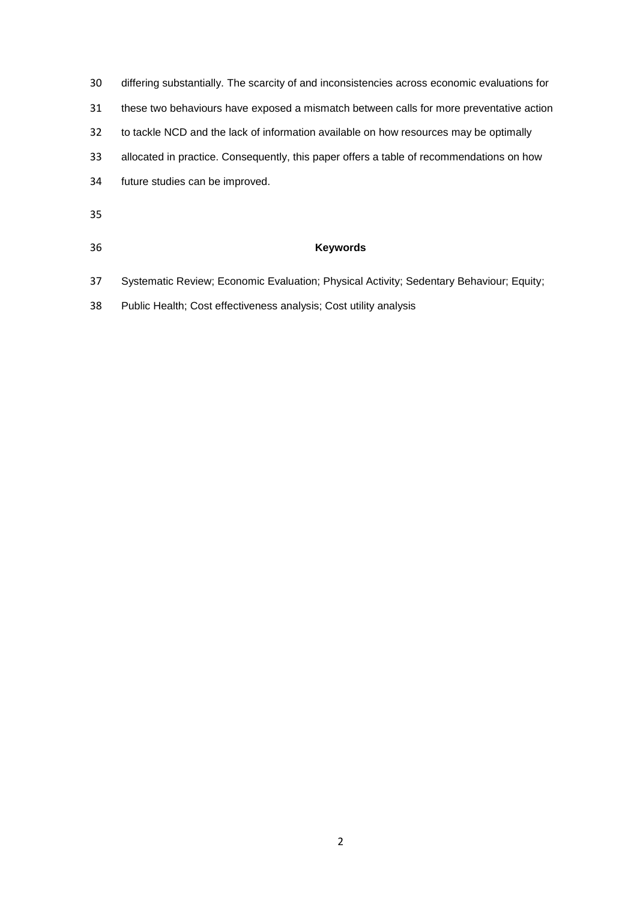differing substantially. The scarcity of and inconsistencies across economic evaluations for these two behaviours have exposed a mismatch between calls for more preventative action to tackle NCD and the lack of information available on how resources may be optimally allocated in practice. Consequently, this paper offers a table of recommendations on how future studies can be improved.

**Keywords**

Systematic Review; Economic Evaluation; Physical Activity; Sedentary Behaviour; Equity; Public Health; Cost effectiveness analysis; Cost utility analysis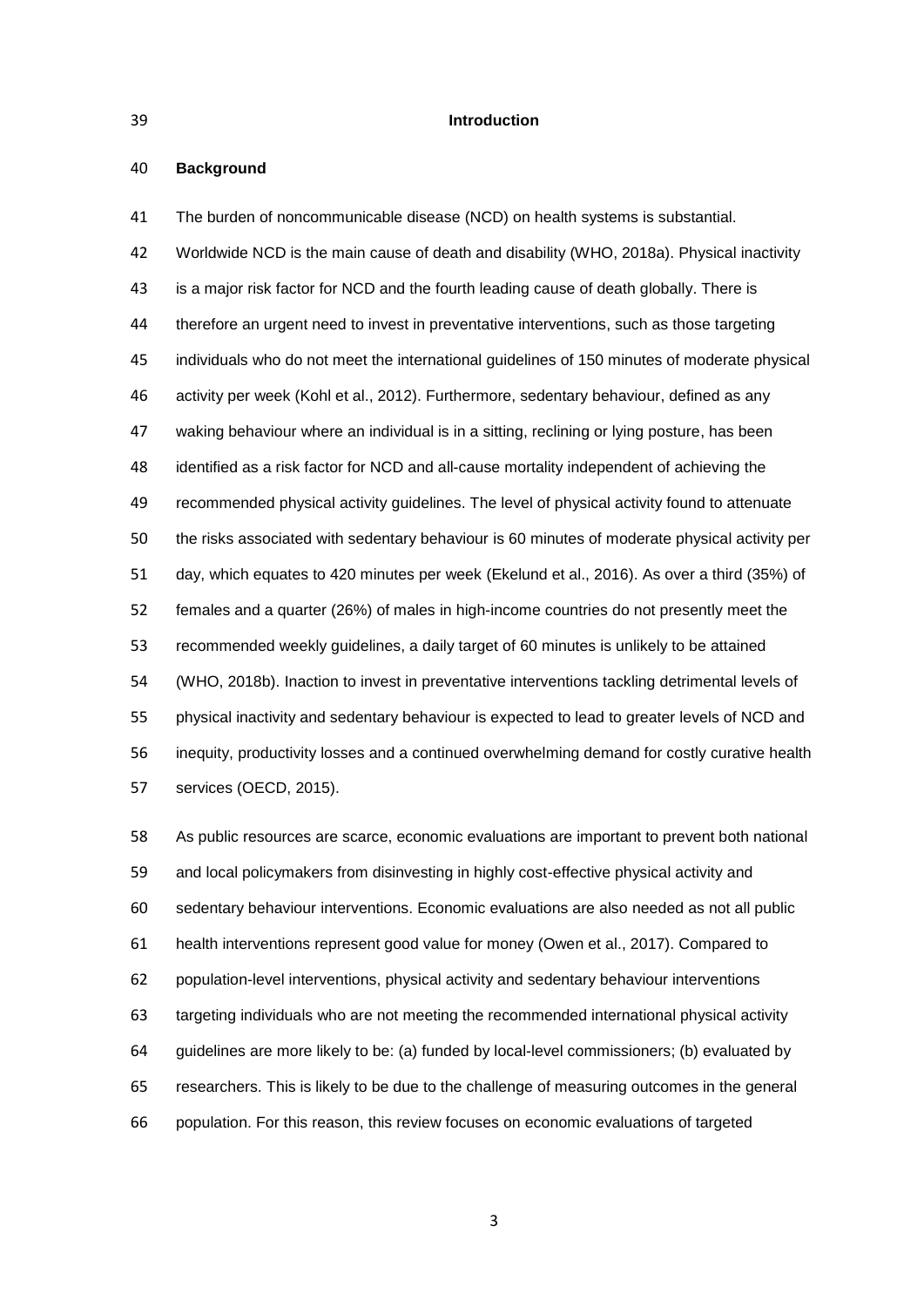# Introduction

## Background

The burden of noncommunicable disease (NCD) on health systems is substantial. Worldwide NCD is the main cause of death and disability (WHO, 2018a). Physical inactivity is a major risk factor for NCD and the fourth leading cause of death globally. There is therefore an urgent need to invest in preventative interventions, such as those targeting individuals who do not meet the international guidelines of 150 minutes of moderate physical activity per week (Kohl et al., 2012). Furthermore, sedentary behaviour, defined as any waking behaviour where an individual is in a sitting, reclining or lying posture, has been identified as a risk factor for NCD and all-cause mortality independent of achieving the recommended physical activity guidelines. The level of physical activity found to attenuate the risks associated with sedentary behaviour is 60 minutes of moderate physical activity per day, which equates to 420 minutes per week (Ekelund et al., 2016). As over a third (35%) of females and a quarter (26%) of males in high-income countries do not presently meet the recommended weekly guidelines, a daily target of 60 minutes is unlikely to be attained (WHO, 2018b). Inaction to invest in preventative interventions tackling detrimental levels of physical inactivity and sedentary behaviour is expected to lead to greater levels of NCD and inequity, productivity losses and a continued overwhelming demand for costly curative health services (OECD, 2015).

As public resources are scarce, economic evaluations are important to prevent both national and local policymakers from disinvesting in highly cost-effective physical activity and sedentary behaviour interventions. Economic evaluations are also needed as not all public health interventions represent good value for money (Owen et al., 2017). Compared to population-level interventions, physical activity and sedentary behaviour interventions targeting individuals who are not meeting the recommended international physical activity guidelines are more likely to be: (a) funded by local-level commissioners; (b) evaluated by researchers. This is likely to be due to the challenge of measuring outcomes in the general population. For this reason, this review focuses on economic evaluations of targeted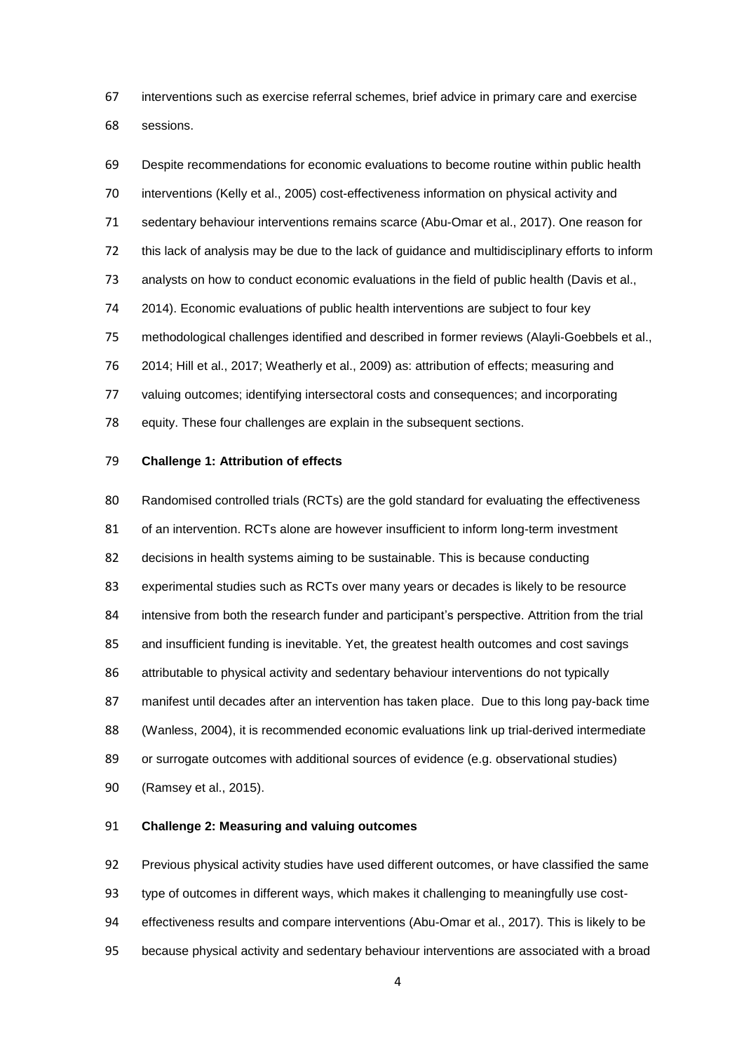interventions such as exercise referral schemes, brief advice in primary care and exercise sessions.

Despite recommendations for economic evaluations to become routine within public health interventions (Kelly et al., 2005) cost-effectiveness information on physical activity and sedentary behaviour interventions remains scarce (Abu-Omar et al., 2017). One reason for this lack of analysis may be due to the lack of guidance and multidisciplinary efforts to inform analysts on how to conduct economic evaluations in the field of public health (Davis et al., 2014). Economic evaluations of public health interventions are subject to four key methodological challenges identified and described in former reviews (Alayli-Goebbels et al., 2014; Hill et al., 2017; Weatherly et al., 2009) as: attribution of effects; measuring and valuing outcomes; identifying intersectoral costs and consequences; and incorporating equity. These four challenges are explain in the subsequent sections.

### Challenge 1: Attribution of effects

Randomised controlled trials (RCTs) are the gold standard for evaluating the effectiveness of an intervention. RCTs alone are however insufficient to inform long-term investment decisions in health systems aiming to be sustainable. This is because conducting experimental studies such as RCTs over many years or decades is likely to be resource intensive from both the research funder and participant's perspective. Attrition from the trial and insufficient funding is inevitable. Yet, the greatest health outcomes and cost savings attributable to physical activity and sedentary behaviour interventions do not typically manifest until decades after an intervention has taken place. Due to this long pay-back time (Wanless, 2004), it is recommended economic evaluations link up trial-derived intermediate or surrogate outcomes with additional sources of evidence (e.g. observational studies) (Ramsey et al., 2015).

### Challenge 2: Measuring and valuing outcomes

Previous physical activity studies have used different outcomes, or have classified the same type of outcomes in different ways, which makes it challenging to meaningfully use cost-effectiveness results and compare interventions (Abu-Omar et al., 2017). This is likely to be because physical activity and sedentary behaviour interventions are associated with a broad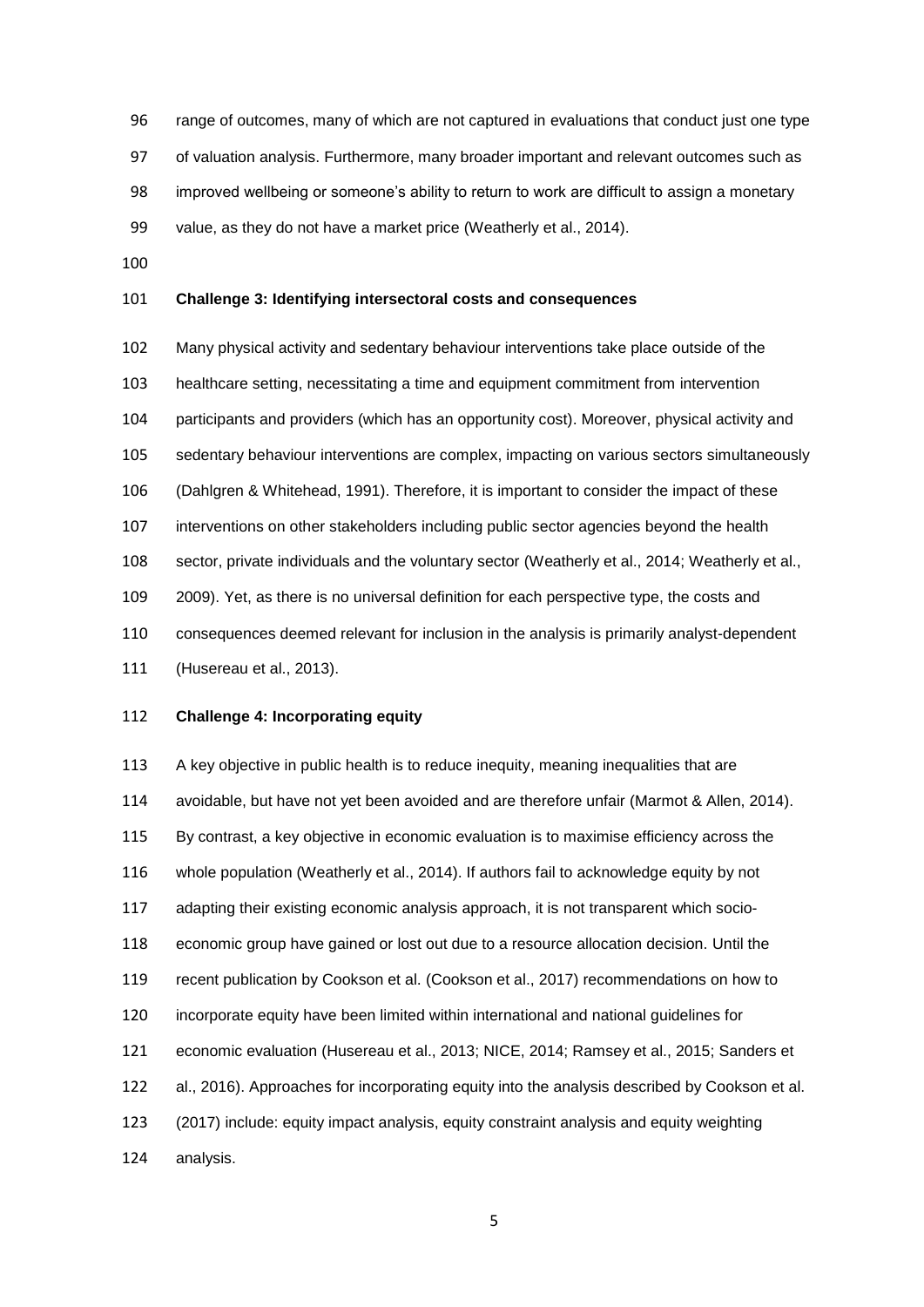range of outcomes, many of which are not captured in evaluations that conduct just one type of valuation analysis. Furthermore, many broader important and relevant outcomes such as improved wellbeing or someone's ability to return to work are difficult to assign a monetary value, as they do not have a market price (Weatherly et al., 2014).

**Challenge 3: Identifying intersectoral costs and consequences**

Many physical activity and sedentary behaviour interventions take place outside of the healthcare setting, necessitating a time and equipment commitment from intervention participants and providers (which has an opportunity cost). Moreover, physical activity and sedentary behaviour interventions are complex, impacting on various sectors simultaneously (Dahlgren & Whitehead, 1991). Therefore, it is important to consider the impact of these interventions on other stakeholders including public sector agencies beyond the health sector, private individuals and the voluntary sector (Weatherly et al., 2014; Weatherly et al., 2009). Yet, as there is no universal definition for each perspective type, the costs and consequences deemed relevant for inclusion in the analysis is primarily analyst-dependent (Husereau et al., 2013).

**Challenge 4: Incorporating equity**

A key objective in public health is to reduce inequity, meaning inequalities that are avoidable, but have not yet been avoided and are therefore unfair (Marmot & Allen, 2014). By contrast, a key objective in economic evaluation is to maximise efficiency across the whole population (Weatherly et al., 2014). If authors fail to acknowledge equity by not adapting their existing economic analysis approach, it is not transparent which socio-economic group have gained or lost out due to a resource allocation decision. Until the recent publication by Cookson et al. (Cookson et al., 2017) recommendations on how to incorporate equity have been limited within international and national guidelines for economic evaluation (Husereau et al., 2013; NICE, 2014; Ramsey et al., 2015; Sanders et al., 2016). Approaches for incorporating equity into the analysis described by Cookson et al. (2017) include: equity impact analysis, equity constraint analysis and equity weighting analysis.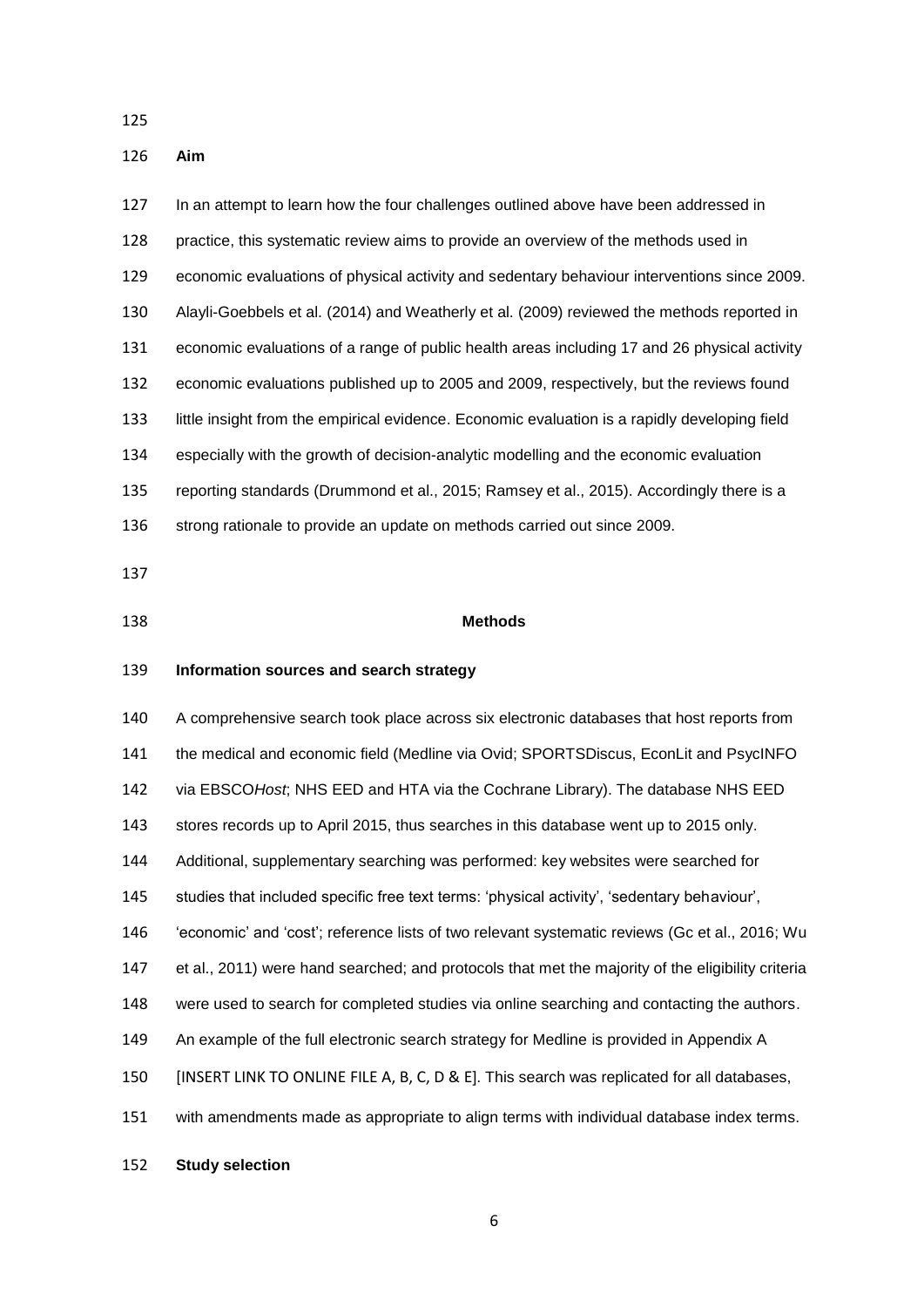**Aim**

In an attempt to learn how the four challenges outlined above have been addressed in practice, this systematic review aims to provide an overview of the methods used in economic evaluations of physical activity and sedentary behaviour interventions since 2009. Alayli-Goebbels et al. (2014) and Weatherly et al. (2009) reviewed the methods reported in economic evaluations of a range of public health areas including 17 and 26 physical activity economic evaluations published up to 2005 and 2009, respectively, but the reviews found little insight from the empirical evidence. Economic evaluation is a rapidly developing field especially with the growth of decision-analytic modelling and the economic evaluation reporting standards (Drummond et al., 2015; Ramsey et al., 2015). Accordingly there is a strong rationale to provide an update on methods carried out since 2009.

## Methods

**Information sources and search strategy**

A comprehensive search took place across six electronic databases that host reports from the medical and economic field (Medline via Ovid; SPORTSDiscus, EconLit and PsycINFO via EBSCO*Host*; NHS EED and HTA via the Cochrane Library). The database NHS EED stores records up to April 2015, thus searches in this database went up to 2015 only. Additional, supplementary searching was performed: key websites were searched for studies that included specific free text terms: 'physical activity', 'sedentary behaviour', 'economic' and 'cost'; reference lists of two relevant systematic reviews (Gc et al., 2016; Wu et al., 2011) were hand searched; and protocols that met the majority of the eligibility criteria were used to search for completed studies via online searching and contacting the authors. An example of the full electronic search strategy for Medline is provided in Appendix A [INSERT LINK TO ONLINE FILE A, B, C, D & E]. This search was replicated for all databases, with amendments made as appropriate to align terms with individual database index terms.

**Study selection**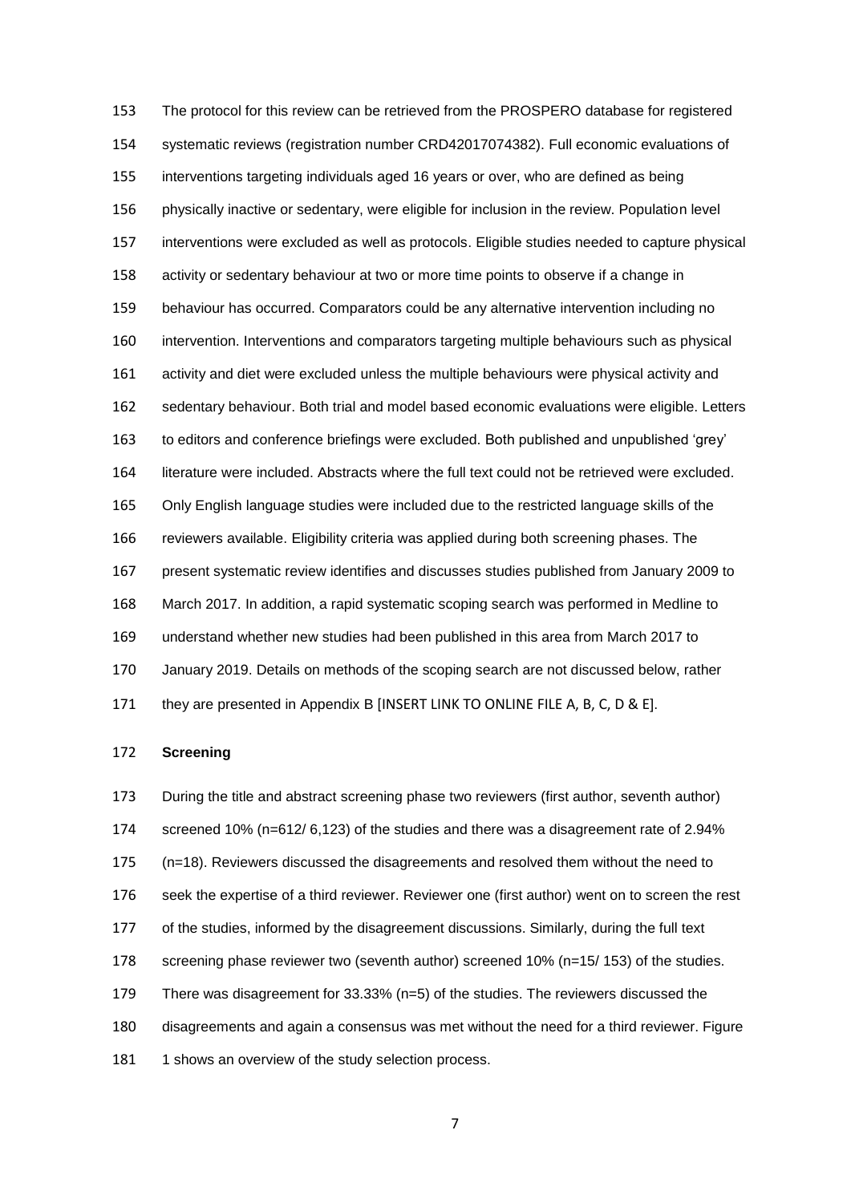The protocol for this review can be retrieved from the PROSPERO database for registered systematic reviews (registration number CRD42017074382). Full economic evaluations of interventions targeting individuals aged 16 years or over, who are defined as being physically inactive or sedentary, were eligible for inclusion in the review. Population level interventions were excluded as well as protocols. Eligible studies needed to capture physical activity or sedentary behaviour at two or more time points to observe if a change in behaviour has occurred. Comparators could be any alternative intervention including no intervention. Interventions and comparators targeting multiple behaviours such as physical activity and diet were excluded unless the multiple behaviours were physical activity and sedentary behaviour. Both trial and model based economic evaluations were eligible. Letters to editors and conference briefings were excluded. Both published and unpublished 'grey' literature were included. Abstracts where the full text could not be retrieved were excluded. Only English language studies were included due to the restricted language skills of the reviewers available. Eligibility criteria was applied during both screening phases. The present systematic review identifies and discusses studies published from January 2009 to March 2017. In addition, a rapid systematic scoping search was performed in Medline to understand whether new studies had been published in this area from March 2017 to January 2019. Details on methods of the scoping search are not discussed below, rather they are presented in Appendix B [INSERT LINK TO ONLINE FILE A, B, C, D & E].

**Screening**

During the title and abstract screening phase two reviewers (first author, seventh author) screened 10% (n=612/ 6,123) of the studies and there was a disagreement rate of 2.94% (n=18). Reviewers discussed the disagreements and resolved them without the need to seek the expertise of a third reviewer. Reviewer one (first author) went on to screen the rest of the studies, informed by the disagreement discussions. Similarly, during the full text screening phase reviewer two (seventh author) screened 10% (n=15/ 153) of the studies. There was disagreement for 33.33% (n=5) of the studies. The reviewers discussed the disagreements and again a consensus was met without the need for a third reviewer. Figure 1 shows an overview of the study selection process.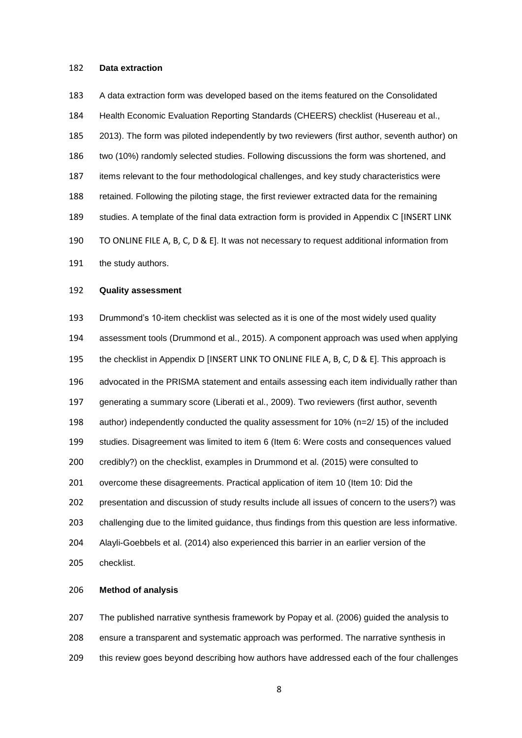**Data extraction**

A data extraction form was developed based on the items featured on the Consolidated Health Economic Evaluation Reporting Standards (CHEERS) checklist (Husereau et al., 2013). The form was piloted independently by two reviewers (first author, seventh author) on two (10%) randomly selected studies. Following discussions the form was shortened, and items relevant to the four methodological challenges, and key study characteristics were retained. Following the piloting stage, the first reviewer extracted data for the remaining studies. A template of the final data extraction form is provided in Appendix C [INSERT LINK TO ONLINE FILE A, B, C, D & E]. It was not necessary to request additional information from the study authors.

**Quality assessment**

Drummond's 10-item checklist was selected as it is one of the most widely used quality assessment tools (Drummond et al., 2015). A component approach was used when applying the checklist in Appendix D [INSERT LINK TO ONLINE FILE A, B, C, D & E]. This approach is advocated in the PRISMA statement and entails assessing each item individually rather than generating a summary score (Liberati et al., 2009). Two reviewers (first author, seventh author) independently conducted the quality assessment for 10% (n=2/ 15) of the included studies. Disagreement was limited to item 6 (Item 6: Were costs and consequences valued credibly?) on the checklist, examples in Drummond et al. (2015) were consulted to overcome these disagreements. Practical application of item 10 (Item 10: Did the presentation and discussion of study results include all issues of concern to the users?) was challenging due to the limited guidance, thus findings from this question are less informative. Alayli-Goebbels et al. (2014) also experienced this barrier in an earlier version of the checklist.

**Method of analysis**

The published narrative synthesis framework by Popay et al. (2006) guided the analysis to ensure a transparent and systematic approach was performed. The narrative synthesis in this review goes beyond describing how authors have addressed each of the four challenges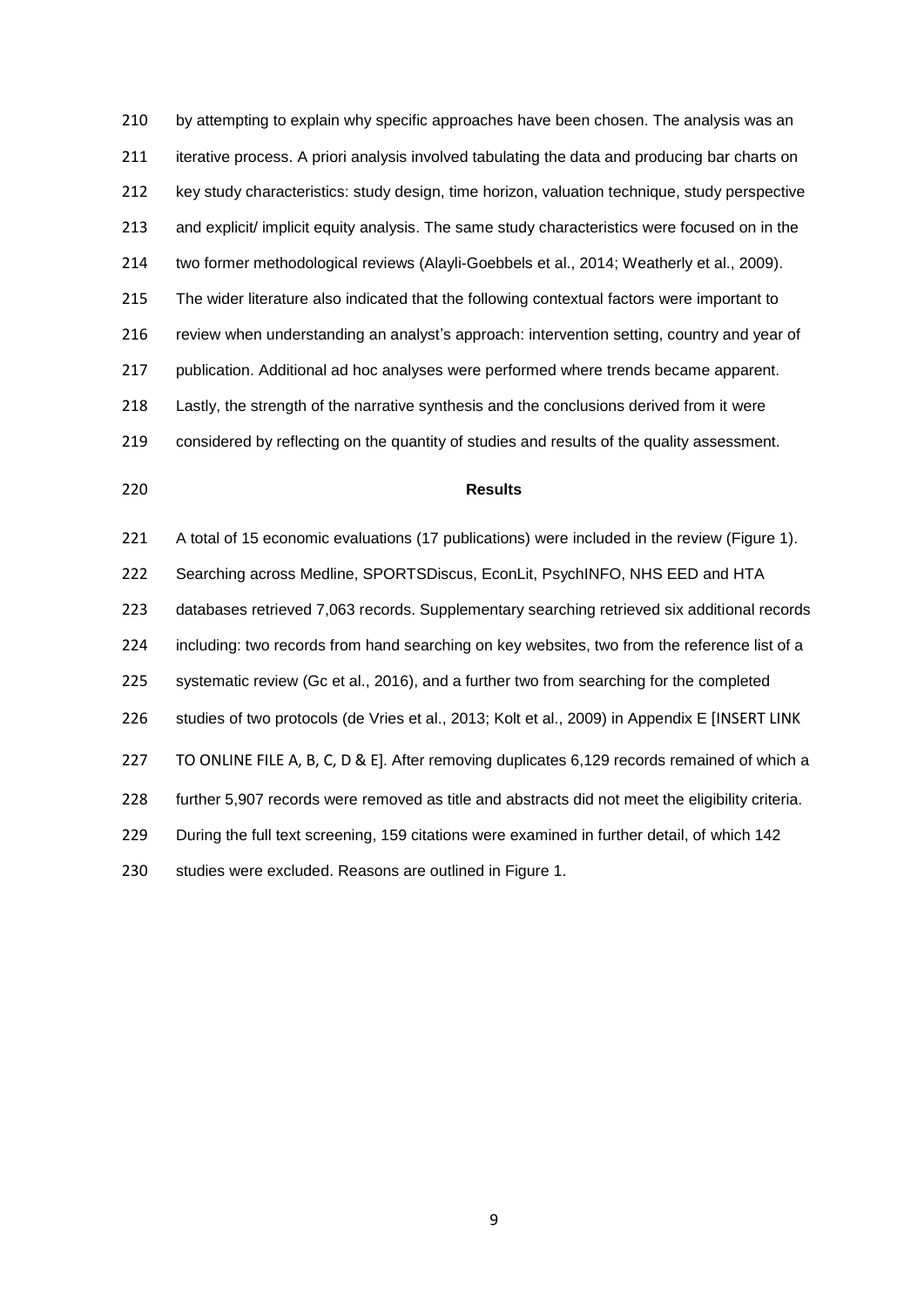by attempting to explain why specific approaches have been chosen. The analysis was an iterative process. A priori analysis involved tabulating the data and producing bar charts on key study characteristics: study design, time horizon, valuation technique, study perspective and explicit/ implicit equity analysis. The same study characteristics were focused on in the two former methodological reviews (Alayli-Goebbels et al., 2014; Weatherly et al., 2009). The wider literature also indicated that the following contextual factors were important to review when understanding an analyst's approach: intervention setting, country and year of publication. Additional ad hoc analyses were performed where trends became apparent. Lastly, the strength of the narrative synthesis and the conclusions derived from it were considered by reflecting on the quantity of studies and results of the quality assessment.

## Results

A total of 15 economic evaluations (17 publications) were included in the review (Figure 1). Searching across Medline, SPORTSDiscus, EconLit, PsychINFO, NHS EED and HTA databases retrieved 7,063 records. Supplementary searching retrieved six additional records including: two records from hand searching on key websites, two from the reference list of a systematic review (Gc et al., 2016), and a further two from searching for the completed studies of two protocols (de Vries et al., 2013; Kolt et al., 2009) in Appendix E [INSERT LINK TO ONLINE FILE A, B, C, D & E]. After removing duplicates 6,129 records remained of which a further 5,907 records were removed as title and abstracts did not meet the eligibility criteria. During the full text screening, 159 citations were examined in further detail, of which 142 studies were excluded. Reasons are outlined in Figure 1.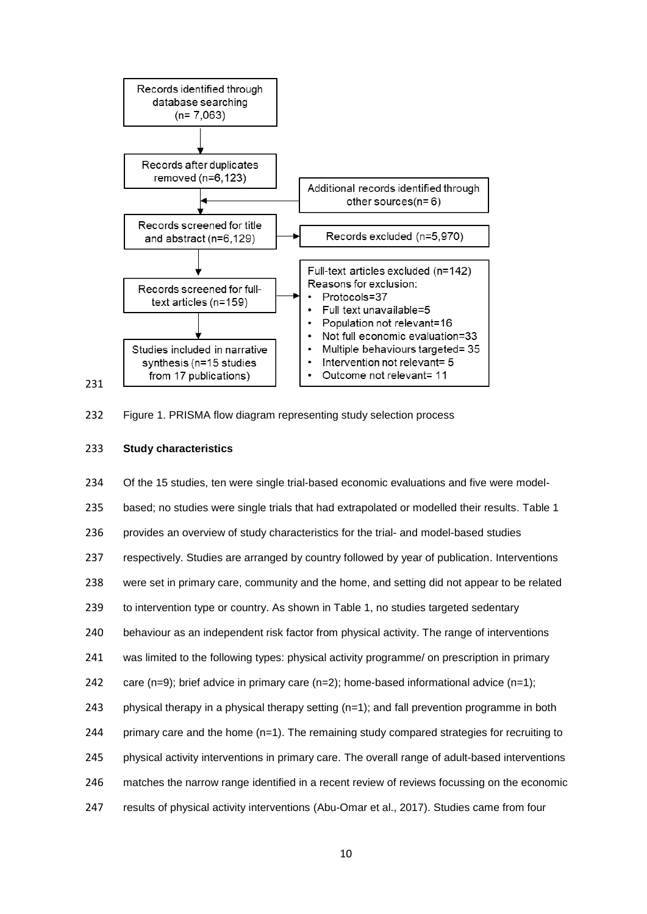Records identified through database searching (n= 7,063)

Records after duplicates removed (n=6,123)

Additional records identified through other sources(n= 6)

Records screened for title and abstract (n=6,129)

Records excluded (n=5,970)

Records screened for full-text articles (n=159)

Full-text articles excluded (n=142)
Reasons for exclusion:
- Protocols=37
- Full text unavailable=5
- Population not relevant=16
- Not full economic evaluation=33
- Multiple behaviours targeted= 35
- Intervention not relevant= 5
- Outcome not relevant= 11

Studies included in narrative synthesis (n=15 studies from 17 publications)

Figure 1. PRISMA flow diagram representing study selection process

**Study characteristics**

Of the 15 studies, ten were single trial-based economic evaluations and five were model-based; no studies were single trials that had extrapolated or modelled their results. Table 1 provides an overview of study characteristics for the trial- and model-based studies respectively. Studies are arranged by country followed by year of publication. Interventions were set in primary care, community and the home, and setting did not appear to be related to intervention type or country. As shown in Table 1, no studies targeted sedentary behaviour as an independent risk factor from physical activity. The range of interventions was limited to the following types: physical activity programme/ on prescription in primary care (n=9); brief advice in primary care (n=2); home-based informational advice (n=1); physical therapy in a physical therapy setting (n=1); and fall prevention programme in both primary care and the home (n=1). The remaining study compared strategies for recruiting to physical activity interventions in primary care. The overall range of adult-based interventions matches the narrow range identified in a recent review of reviews focussing on the economic results of physical activity interventions (Abu-Omar et al., 2017). Studies came from four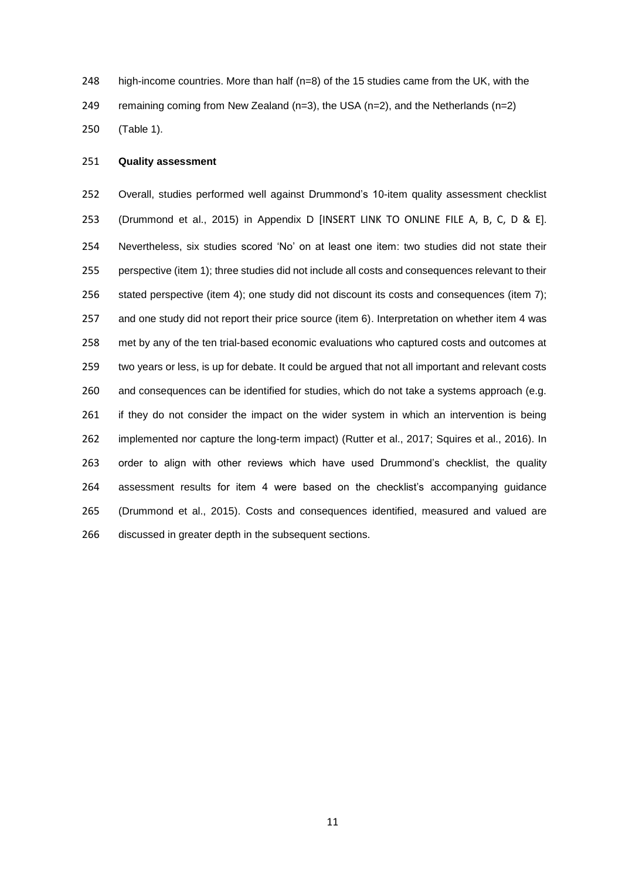high-income countries. More than half (n=8) of the 15 studies came from the UK, with the remaining coming from New Zealand (n=3), the USA (n=2), and the Netherlands (n=2) (Table 1).

**Quality assessment**

Overall, studies performed well against Drummond's 10-item quality assessment checklist (Drummond et al., 2015) in Appendix D [INSERT LINK TO ONLINE FILE A, B, C, D & E]. Nevertheless, six studies scored 'No' on at least one item: two studies did not state their perspective (item 1); three studies did not include all costs and consequences relevant to their stated perspective (item 4); one study did not discount its costs and consequences (item 7); and one study did not report their price source (item 6). Interpretation on whether item 4 was met by any of the ten trial-based economic evaluations who captured costs and outcomes at two years or less, is up for debate. It could be argued that not all important and relevant costs and consequences can be identified for studies, which do not take a systems approach (e.g. if they do not consider the impact on the wider system in which an intervention is being implemented nor capture the long-term impact) (Rutter et al., 2017; Squires et al., 2016). In order to align with other reviews which have used Drummond's checklist, the quality assessment results for item 4 were based on the checklist's accompanying guidance (Drummond et al., 2015). Costs and consequences identified, measured and valued are discussed in greater depth in the subsequent sections.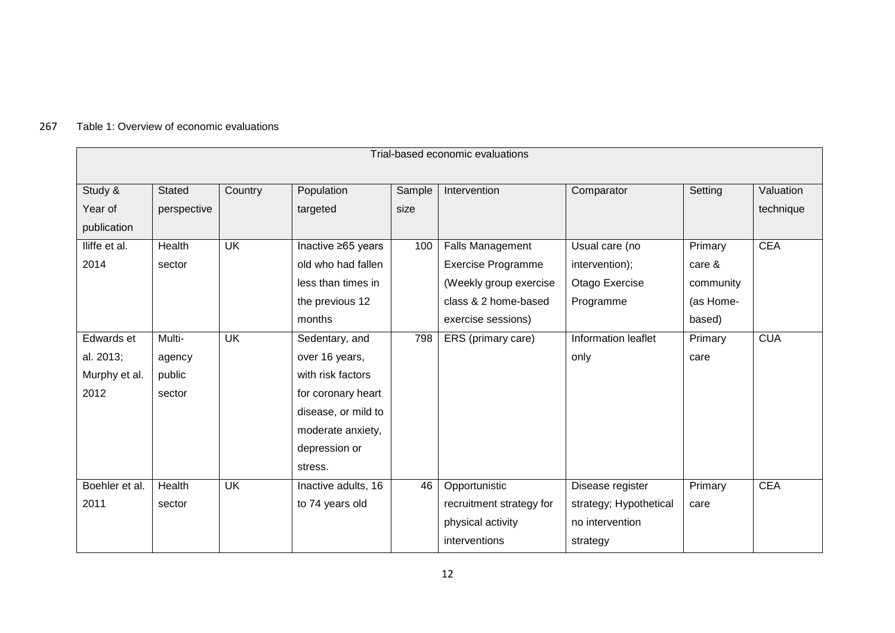Table 1: Overview of economic evaluations

| Trial-based economic evaluations | | | | | | | | |
|---|---|---|---|---|---|---|---|---|
| Study & Year of publication | Stated perspective | Country | Population targeted | Sample size | Intervention | Comparator | Setting | Valuation technique |
| Iliffe et al. 2014 | Health sector | UK | Inactive ≥65 years old who had fallen less than times in the previous 12 months | 100 | Falls Management Exercise Programme (Weekly group exercise class & 2 home-based exercise sessions) | Usual care (no intervention); Otago Exercise Programme | Primary care & community (as Home-based) | CEA |
| Edwards et al. 2013; Murphy et al. 2012 | Multi-agency public sector | UK | Sedentary, and over 16 years, with risk factors for coronary heart disease, or mild to moderate anxiety, depression or stress. | 798 | ERS (primary care) | Information leaflet only | Primary care | CUA |
| Boehler et al. 2011 | Health sector | UK | Inactive adults, 16 to 74 years old | 46 | Opportunistic recruitment strategy for physical activity interventions | Disease register strategy; Hypothetical no intervention strategy | Primary care | CEA |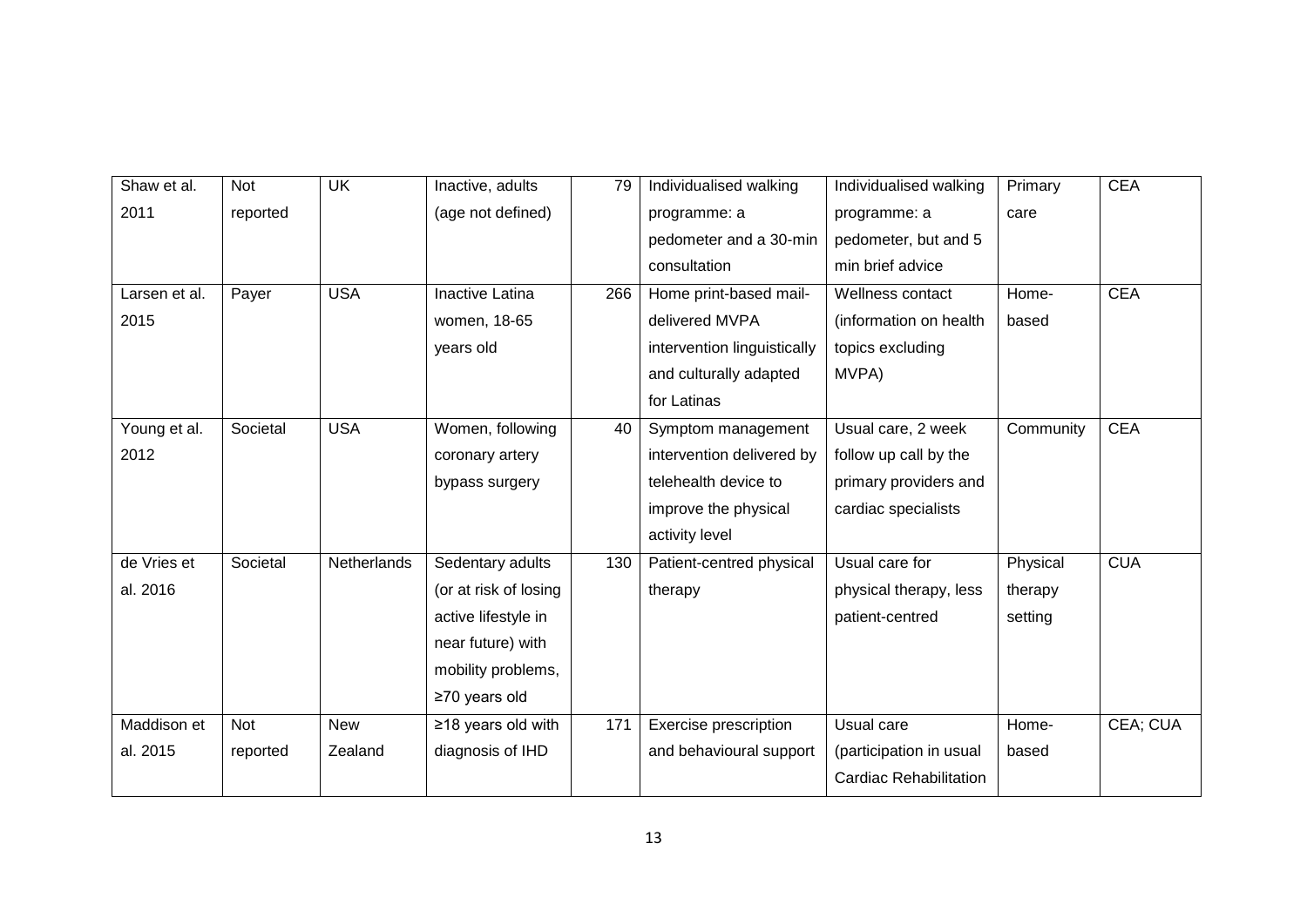| Shaw et al. 2011 | Not reported | UK | Inactive, adults (age not defined) | 79 | Individualised walking programme: a pedometer and a 30-min consultation | Individualised walking programme: a pedometer, but and 5 min brief advice | Primary care | CEA |
|---|---|---|---|---|---|---|---|---|
| Larsen et al. 2015 | Payer | USA | Inactive Latina women, 18-65 years old | 266 | Home print-based mail-delivered MVPA intervention linguistically and culturally adapted for Latinas | Wellness contact (information on health topics excluding MVPA) | Home-based | CEA |
| Young et al. 2012 | Societal | USA | Women, following coronary artery bypass surgery | 40 | Symptom management intervention delivered by telehealth device to improve the physical activity level | Usual care, 2 week follow up call by the primary providers and cardiac specialists | Community | CEA |
| de Vries et al. 2016 | Societal | Netherlands | Sedentary adults (or at risk of losing active lifestyle in near future) with mobility problems, ≥70 years old | 130 | Patient-centred physical therapy | Usual care for physical therapy, less patient-centred | Physical therapy setting | CUA |
| Maddison et al. 2015 | Not reported | New Zealand | ≥18 years old with diagnosis of IHD | 171 | Exercise prescription and behavioural support | Usual care (participation in usual Cardiac Rehabilitation | Home-based | CEA; CUA |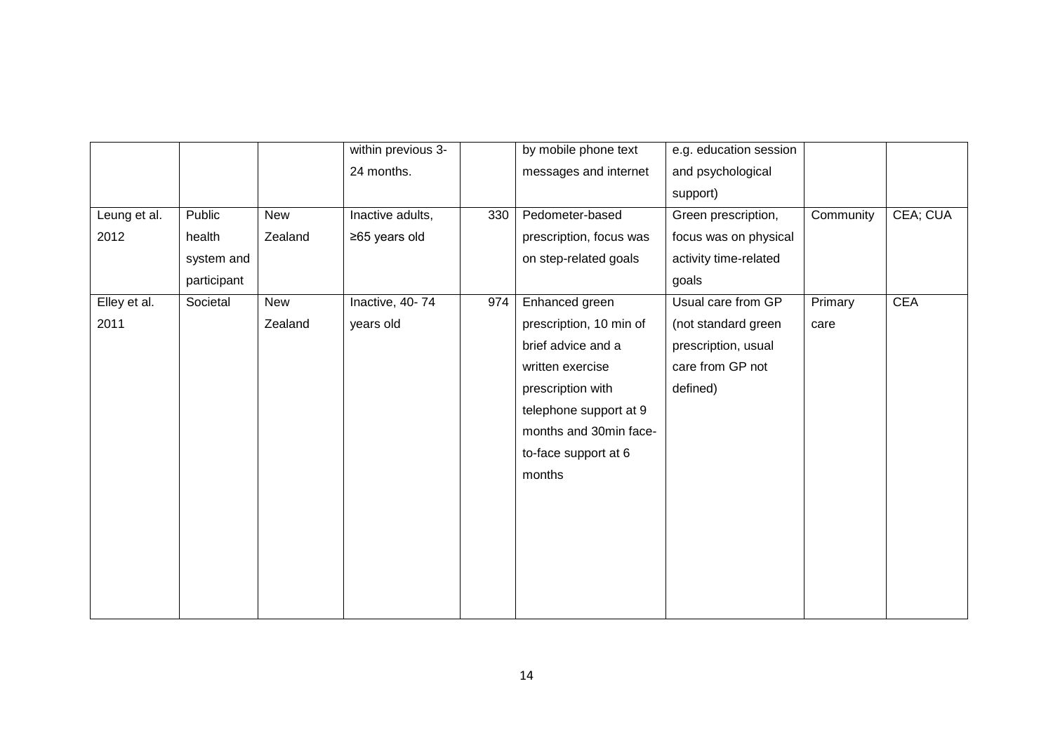| | | | | | | | | |
|---|---|---|---|---|---|---|---|---|
| | | | within previous 3-24 months. | | by mobile phone text messages and internet | e.g. education session and psychological support) | | |
| Leung et al. 2012 | Public health system and participant | New Zealand | Inactive adults, ≥65 years old | 330 | Pedometer-based prescription, focus was on step-related goals | Green prescription, focus was on physical activity time-related goals | Community | CEA; CUA |
| Elley et al. 2011 | Societal | New Zealand | Inactive, 40- 74 years old | 974 | Enhanced green prescription, 10 min of brief advice and a written exercise prescription with telephone support at 9 months and 30min face-to-face support at 6 months | Usual care from GP (not standard green prescription, usual care from GP not defined) | Primary care | CEA |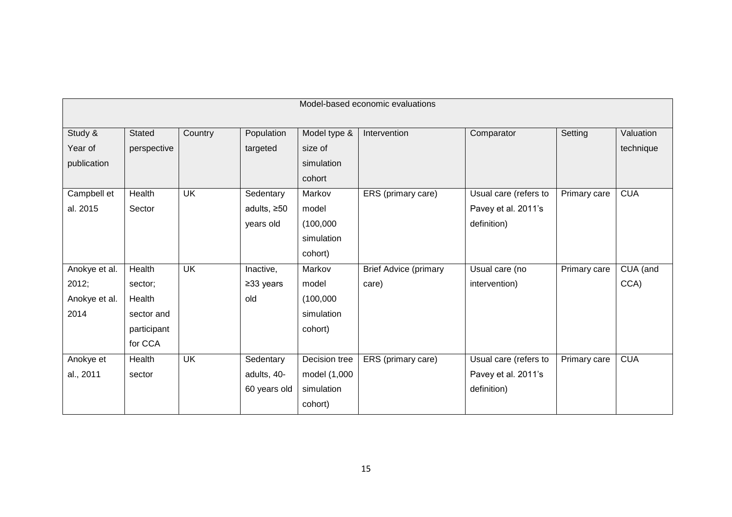| Model-based economic evaluations | | | | | | | | |
|---|---|---|---|---|---|---|---|---|
| Study & Year of publication | Stated perspective | Country | Population targeted | Model type & size of simulation cohort | Intervention | Comparator | Setting | Valuation technique |
| Campbell et al. 2015 | Health Sector | UK | Sedentary adults, ≥50 years old | Markov model (100,000 simulation cohort) | ERS (primary care) | Usual care (refers to Pavey et al. 2011's definition) | Primary care | CUA |
| Anokye et al. 2012; Anokye et al. 2014 | Health sector; Health sector and participant for CCA | UK | Inactive, ≥33 years old | Markov model (100,000 simulation cohort) | Brief Advice (primary care) | Usual care (no intervention) | Primary care | CUA (and CCA) |
| Anokye et al., 2011 | Health sector | UK | Sedentary adults, 40-60 years old | Decision tree model (1,000 simulation cohort) | ERS (primary care) | Usual care (refers to Pavey et al. 2011's definition) | Primary care | CUA |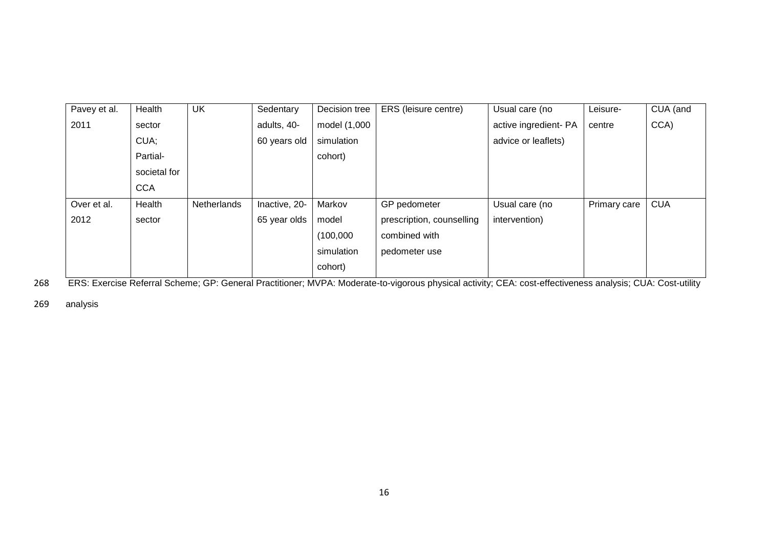| Pavey et al. 2011 | Health sector CUA; Partial-societal for CCA | UK | Sedentary adults, 40-60 years old | Decision tree model (1,000 simulation cohort) | ERS (leisure centre) | Usual care (no active ingredient- PA advice or leaflets) | Leisure-centre | CUA (and CCA) |
|---|---|---|---|---|---|---|---|---|
| Over et al. 2012 | Health sector | Netherlands | Inactive, 20-65 year olds | Markov model (100,000 simulation cohort) | GP pedometer prescription, counselling combined with pedometer use | Usual care (no intervention) | Primary care | CUA |

268 ERS: Exercise Referral Scheme; GP: General Practitioner; MVPA: Moderate-to-vigorous physical activity; CEA: cost-effectiveness analysis; CUA: Cost-utility

269 analysis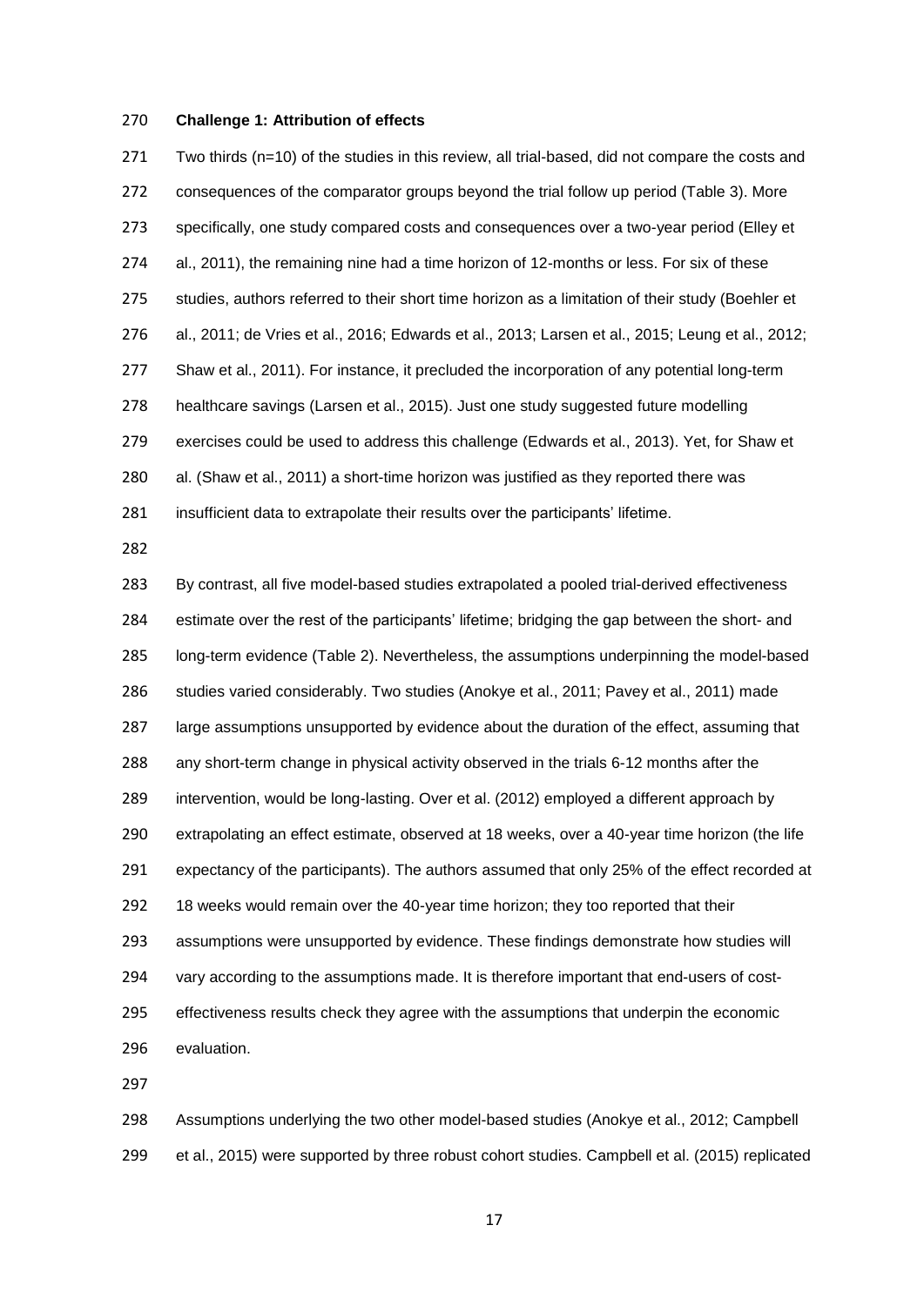**Challenge 1: Attribution of effects**

Two thirds (n=10) of the studies in this review, all trial-based, did not compare the costs and consequences of the comparator groups beyond the trial follow up period (Table 3). More specifically, one study compared costs and consequences over a two-year period (Elley et al., 2011), the remaining nine had a time horizon of 12-months or less. For six of these studies, authors referred to their short time horizon as a limitation of their study (Boehler et al., 2011; de Vries et al., 2016; Edwards et al., 2013; Larsen et al., 2015; Leung et al., 2012; Shaw et al., 2011). For instance, it precluded the incorporation of any potential long-term healthcare savings (Larsen et al., 2015). Just one study suggested future modelling exercises could be used to address this challenge (Edwards et al., 2013). Yet, for Shaw et al. (Shaw et al., 2011) a short-time horizon was justified as they reported there was insufficient data to extrapolate their results over the participants' lifetime.

By contrast, all five model-based studies extrapolated a pooled trial-derived effectiveness estimate over the rest of the participants' lifetime; bridging the gap between the short- and long-term evidence (Table 2). Nevertheless, the assumptions underpinning the model-based studies varied considerably. Two studies (Anokye et al., 2011; Pavey et al., 2011) made large assumptions unsupported by evidence about the duration of the effect, assuming that any short-term change in physical activity observed in the trials 6-12 months after the intervention, would be long-lasting. Over et al. (2012) employed a different approach by extrapolating an effect estimate, observed at 18 weeks, over a 40-year time horizon (the life expectancy of the participants). The authors assumed that only 25% of the effect recorded at 18 weeks would remain over the 40-year time horizon; they too reported that their assumptions were unsupported by evidence. These findings demonstrate how studies will vary according to the assumptions made. It is therefore important that end-users of cost-effectiveness results check they agree with the assumptions that underpin the economic evaluation.

Assumptions underlying the two other model-based studies (Anokye et al., 2012; Campbell et al., 2015) were supported by three robust cohort studies. Campbell et al. (2015) replicated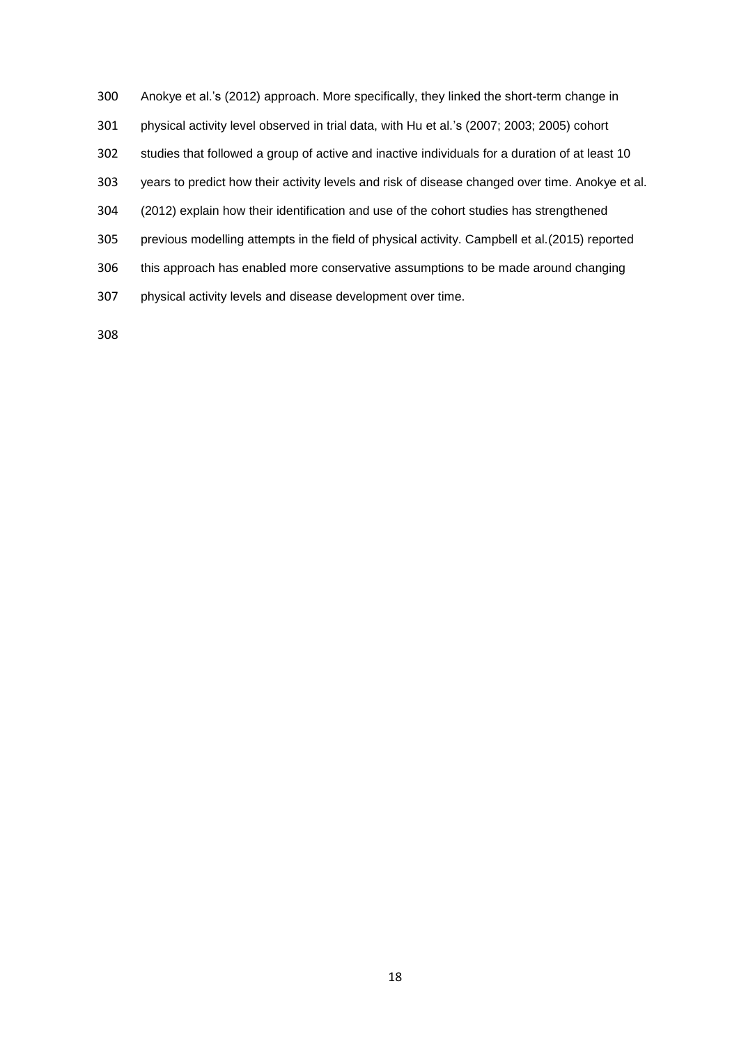Anokye et al.'s (2012) approach. More specifically, they linked the short-term change in physical activity level observed in trial data, with Hu et al.'s (2007; 2003; 2005) cohort studies that followed a group of active and inactive individuals for a duration of at least 10 years to predict how their activity levels and risk of disease changed over time. Anokye et al. (2012) explain how their identification and use of the cohort studies has strengthened previous modelling attempts in the field of physical activity. Campbell et al.(2015) reported this approach has enabled more conservative assumptions to be made around changing physical activity levels and disease development over time.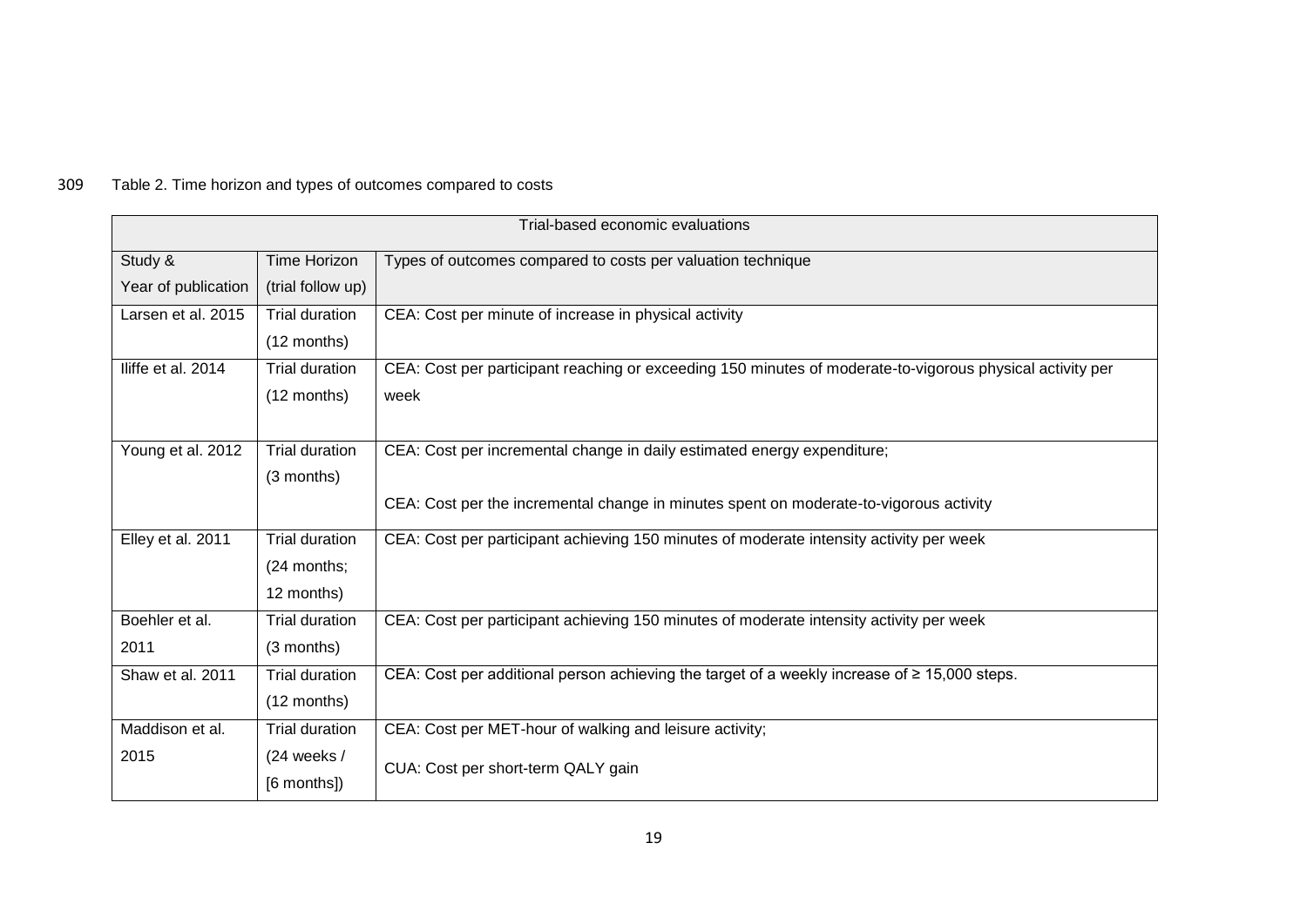Table 2. Time horizon and types of outcomes compared to costs

| Trial-based economic evaluations | | |
|---|---|---|
| Study & Year of publication | Time Horizon (trial follow up) | Types of outcomes compared to costs per valuation technique |
| Larsen et al. 2015 | Trial duration (12 months) | CEA: Cost per minute of increase in physical activity |
| Iliffe et al. 2014 | Trial duration (12 months) | CEA: Cost per participant reaching or exceeding 150 minutes of moderate-to-vigorous physical activity per week |
| Young et al. 2012 | Trial duration (3 months) | CEA: Cost per incremental change in daily estimated energy expenditure; <br> CEA: Cost per the incremental change in minutes spent on moderate-to-vigorous activity |
| Elley et al. 2011 | Trial duration (24 months; 12 months) | CEA: Cost per participant achieving 150 minutes of moderate intensity activity per week |
| Boehler et al. 2011 | Trial duration (3 months) | CEA: Cost per participant achieving 150 minutes of moderate intensity activity per week |
| Shaw et al. 2011 | Trial duration (12 months) | CEA: Cost per additional person achieving the target of a weekly increase of ≥ 15,000 steps. |
| Maddison et al. 2015 | Trial duration (24 weeks / [6 months]) | CEA: Cost per MET-hour of walking and leisure activity; <br> CUA: Cost per short-term QALY gain |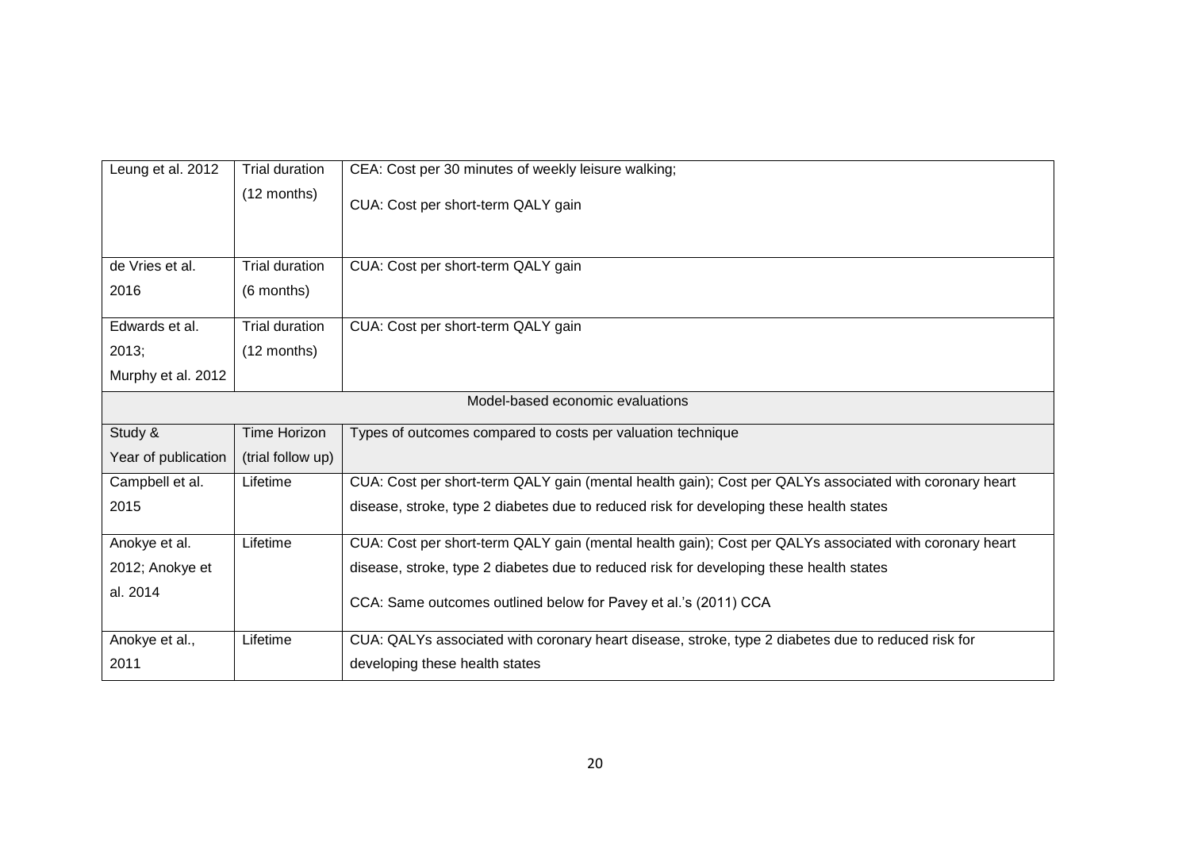| | | |
|---|---|---|
| Leung et al. 2012 | Trial duration (12 months) | CEA: Cost per 30 minutes of weekly leisure walking; CUA: Cost per short-term QALY gain |
| de Vries et al. 2016 | Trial duration (6 months) | CUA: Cost per short-term QALY gain |
| Edwards et al. 2013; Murphy et al. 2012 | Trial duration (12 months) | CUA: Cost per short-term QALY gain |
| Model-based economic evaluations | | |
| Study & Year of publication | Time Horizon (trial follow up) | Types of outcomes compared to costs per valuation technique |
| Campbell et al. 2015 | Lifetime | CUA: Cost per short-term QALY gain (mental health gain); Cost per QALYs associated with coronary heart disease, stroke, type 2 diabetes due to reduced risk for developing these health states |
| Anokye et al. 2012; Anokye et al. 2014 | Lifetime | CUA: Cost per short-term QALY gain (mental health gain); Cost per QALYs associated with coronary heart disease, stroke, type 2 diabetes due to reduced risk for developing these health states<br><br>CCA: Same outcomes outlined below for Pavey et al.'s (2011) CCA |
| Anokye et al., 2011 | Lifetime | CUA: QALYs associated with coronary heart disease, stroke, type 2 diabetes due to reduced risk for developing these health states |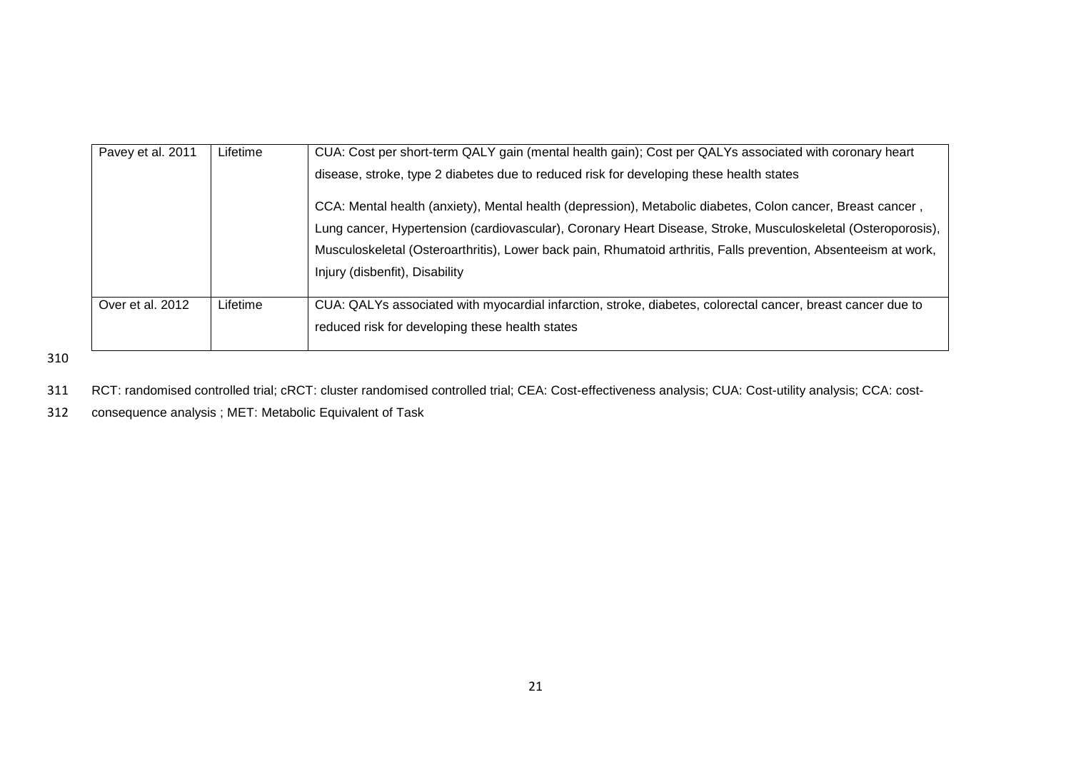| Pavey et al. 2011 | Lifetime | CUA: Cost per short-term QALY gain (mental health gain); Cost per QALYs associated with coronary heart disease, stroke, type 2 diabetes due to reduced risk for developing these health states<br><br>CCA: Mental health (anxiety), Mental health (depression), Metabolic diabetes, Colon cancer, Breast cancer , Lung cancer, Hypertension (cardiovascular), Coronary Heart Disease, Stroke, Musculoskeletal (Osteroporosis), Musculoskeletal (Osteroarthritis), Lower back pain, Rhumatoid arthritis, Falls prevention, Absenteeism at work, Injury (disbenfit), Disability |
|---|---|---|
| Over et al. 2012 | Lifetime | CUA: QALYs associated with myocardial infarction, stroke, diabetes, colorectal cancer, breast cancer due to reduced risk for developing these health states |

RCT: randomised controlled trial; cRCT: cluster randomised controlled trial; CEA: Cost-effectiveness analysis; CUA: Cost-utility analysis; CCA: cost-consequence analysis ; MET: Metabolic Equivalent of Task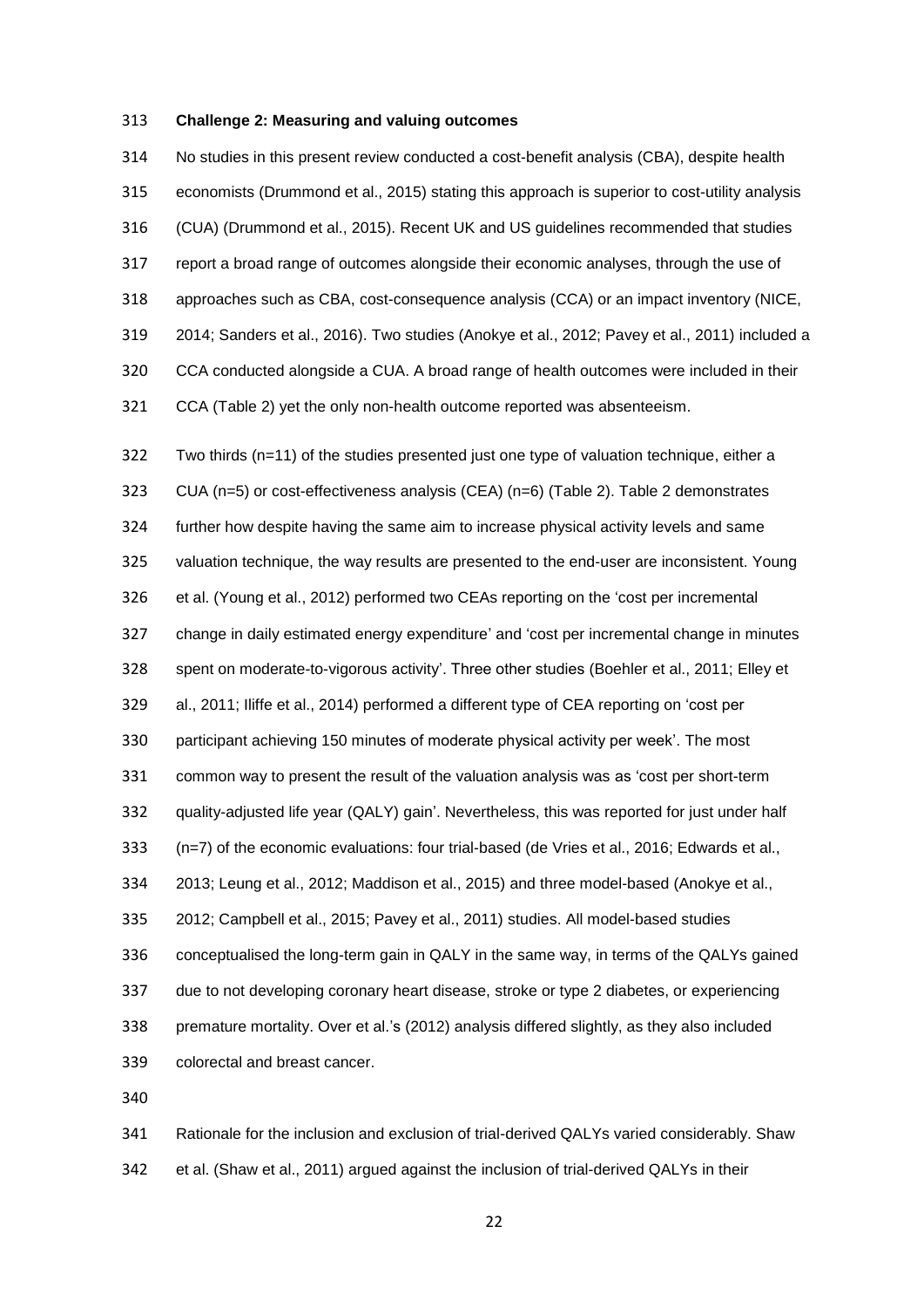**Challenge 2: Measuring and valuing outcomes**

No studies in this present review conducted a cost-benefit analysis (CBA), despite health economists (Drummond et al., 2015) stating this approach is superior to cost-utility analysis (CUA) (Drummond et al., 2015). Recent UK and US guidelines recommended that studies report a broad range of outcomes alongside their economic analyses, through the use of approaches such as CBA, cost-consequence analysis (CCA) or an impact inventory (NICE, 2014; Sanders et al., 2016). Two studies (Anokye et al., 2012; Pavey et al., 2011) included a CCA conducted alongside a CUA. A broad range of health outcomes were included in their CCA (Table 2) yet the only non-health outcome reported was absenteeism.

Two thirds (n=11) of the studies presented just one type of valuation technique, either a CUA (n=5) or cost-effectiveness analysis (CEA) (n=6) (Table 2). Table 2 demonstrates further how despite having the same aim to increase physical activity levels and same valuation technique, the way results are presented to the end-user are inconsistent. Young et al. (Young et al., 2012) performed two CEAs reporting on the 'cost per incremental change in daily estimated energy expenditure' and 'cost per incremental change in minutes spent on moderate-to-vigorous activity'. Three other studies (Boehler et al., 2011; Elley et al., 2011; Iliffe et al., 2014) performed a different type of CEA reporting on 'cost per participant achieving 150 minutes of moderate physical activity per week'. The most common way to present the result of the valuation analysis was as 'cost per short-term quality-adjusted life year (QALY) gain'. Nevertheless, this was reported for just under half (n=7) of the economic evaluations: four trial-based (de Vries et al., 2016; Edwards et al., 2013; Leung et al., 2012; Maddison et al., 2015) and three model-based (Anokye et al., 2012; Campbell et al., 2015; Pavey et al., 2011) studies. All model-based studies conceptualised the long-term gain in QALY in the same way, in terms of the QALYs gained due to not developing coronary heart disease, stroke or type 2 diabetes, or experiencing premature mortality. Over et al.'s (2012) analysis differed slightly, as they also included colorectal and breast cancer.

Rationale for the inclusion and exclusion of trial-derived QALYs varied considerably. Shaw et al. (Shaw et al., 2011) argued against the inclusion of trial-derived QALYs in their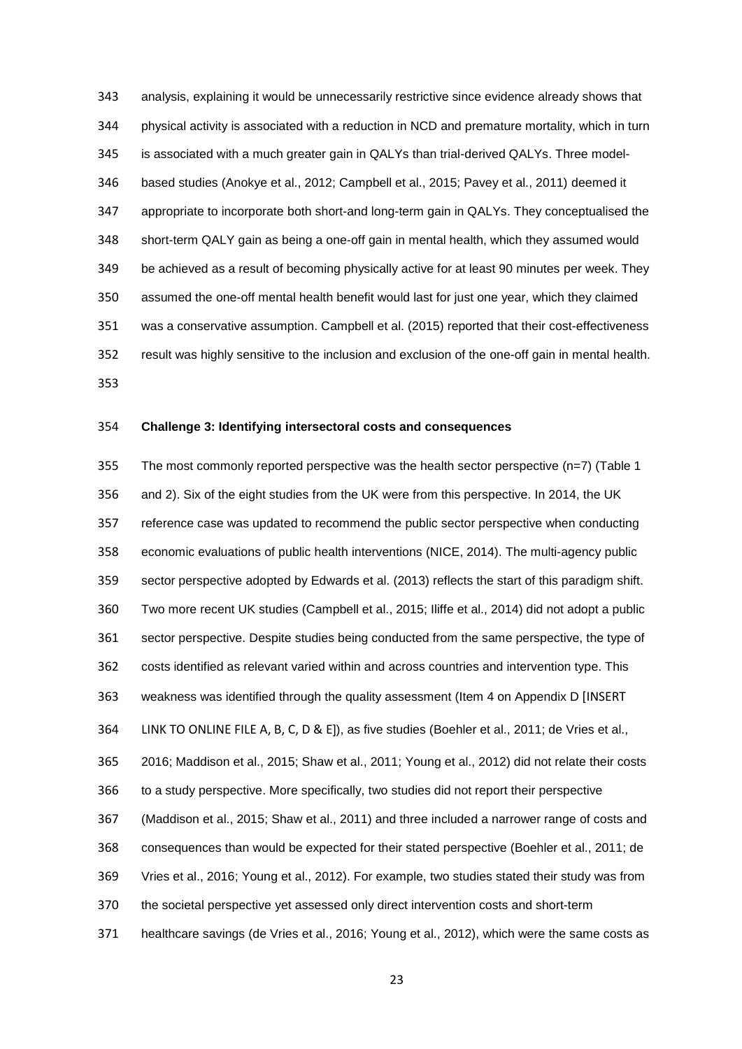analysis, explaining it would be unnecessarily restrictive since evidence already shows that physical activity is associated with a reduction in NCD and premature mortality, which in turn is associated with a much greater gain in QALYs than trial-derived QALYs. Three model-based studies (Anokye et al., 2012; Campbell et al., 2015; Pavey et al., 2011) deemed it appropriate to incorporate both short-and long-term gain in QALYs. They conceptualised the short-term QALY gain as being a one-off gain in mental health, which they assumed would be achieved as a result of becoming physically active for at least 90 minutes per week. They assumed the one-off mental health benefit would last for just one year, which they claimed was a conservative assumption. Campbell et al. (2015) reported that their cost-effectiveness result was highly sensitive to the inclusion and exclusion of the one-off gain in mental health.

**Challenge 3: Identifying intersectoral costs and consequences**

The most commonly reported perspective was the health sector perspective (n=7) (Table 1 and 2). Six of the eight studies from the UK were from this perspective. In 2014, the UK reference case was updated to recommend the public sector perspective when conducting economic evaluations of public health interventions (NICE, 2014). The multi-agency public sector perspective adopted by Edwards et al. (2013) reflects the start of this paradigm shift. Two more recent UK studies (Campbell et al., 2015; Iliffe et al., 2014) did not adopt a public sector perspective. Despite studies being conducted from the same perspective, the type of costs identified as relevant varied within and across countries and intervention type. This weakness was identified through the quality assessment (Item 4 on Appendix D [INSERT LINK TO ONLINE FILE A, B, C, D & E]), as five studies (Boehler et al., 2011; de Vries et al., 2016; Maddison et al., 2015; Shaw et al., 2011; Young et al., 2012) did not relate their costs to a study perspective. More specifically, two studies did not report their perspective (Maddison et al., 2015; Shaw et al., 2011) and three included a narrower range of costs and consequences than would be expected for their stated perspective (Boehler et al., 2011; de Vries et al., 2016; Young et al., 2012). For example, two studies stated their study was from the societal perspective yet assessed only direct intervention costs and short-term healthcare savings (de Vries et al., 2016; Young et al., 2012), which were the same costs as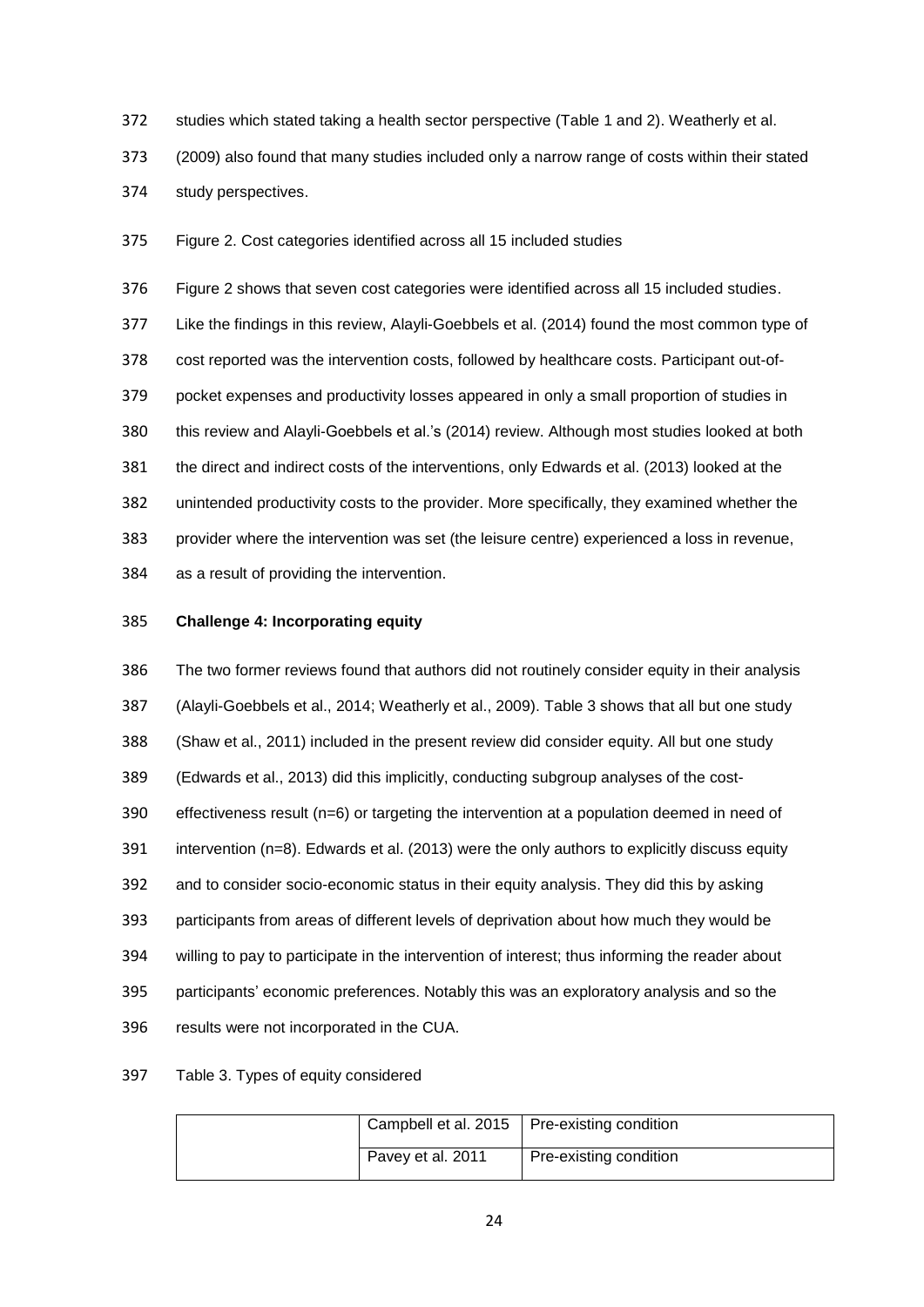studies which stated taking a health sector perspective (Table 1 and 2). Weatherly et al. (2009) also found that many studies included only a narrow range of costs within their stated study perspectives.

Figure 2. Cost categories identified across all 15 included studies

Figure 2 shows that seven cost categories were identified across all 15 included studies. Like the findings in this review, Alayli-Goebbels et al. (2014) found the most common type of cost reported was the intervention costs, followed by healthcare costs. Participant out-of-pocket expenses and productivity losses appeared in only a small proportion of studies in this review and Alayli-Goebbels et al.'s (2014) review. Although most studies looked at both the direct and indirect costs of the interventions, only Edwards et al. (2013) looked at the unintended productivity costs to the provider. More specifically, they examined whether the provider where the intervention was set (the leisure centre) experienced a loss in revenue, as a result of providing the intervention.

**Challenge 4: Incorporating equity**

The two former reviews found that authors did not routinely consider equity in their analysis (Alayli-Goebbels et al., 2014; Weatherly et al., 2009). Table 3 shows that all but one study (Shaw et al., 2011) included in the present review did consider equity. All but one study (Edwards et al., 2013) did this implicitly, conducting subgroup analyses of the cost-effectiveness result (n=6) or targeting the intervention at a population deemed in need of intervention (n=8). Edwards et al. (2013) were the only authors to explicitly discuss equity and to consider socio-economic status in their equity analysis. They did this by asking participants from areas of different levels of deprivation about how much they would be willing to pay to participate in the intervention of interest; thus informing the reader about participants' economic preferences. Notably this was an exploratory analysis and so the results were not incorporated in the CUA.

Table 3. Types of equity considered

| | | |
|---|---|---|
| | Campbell et al. 2015 | Pre-existing condition |
| | Pavey et al. 2011 | Pre-existing condition |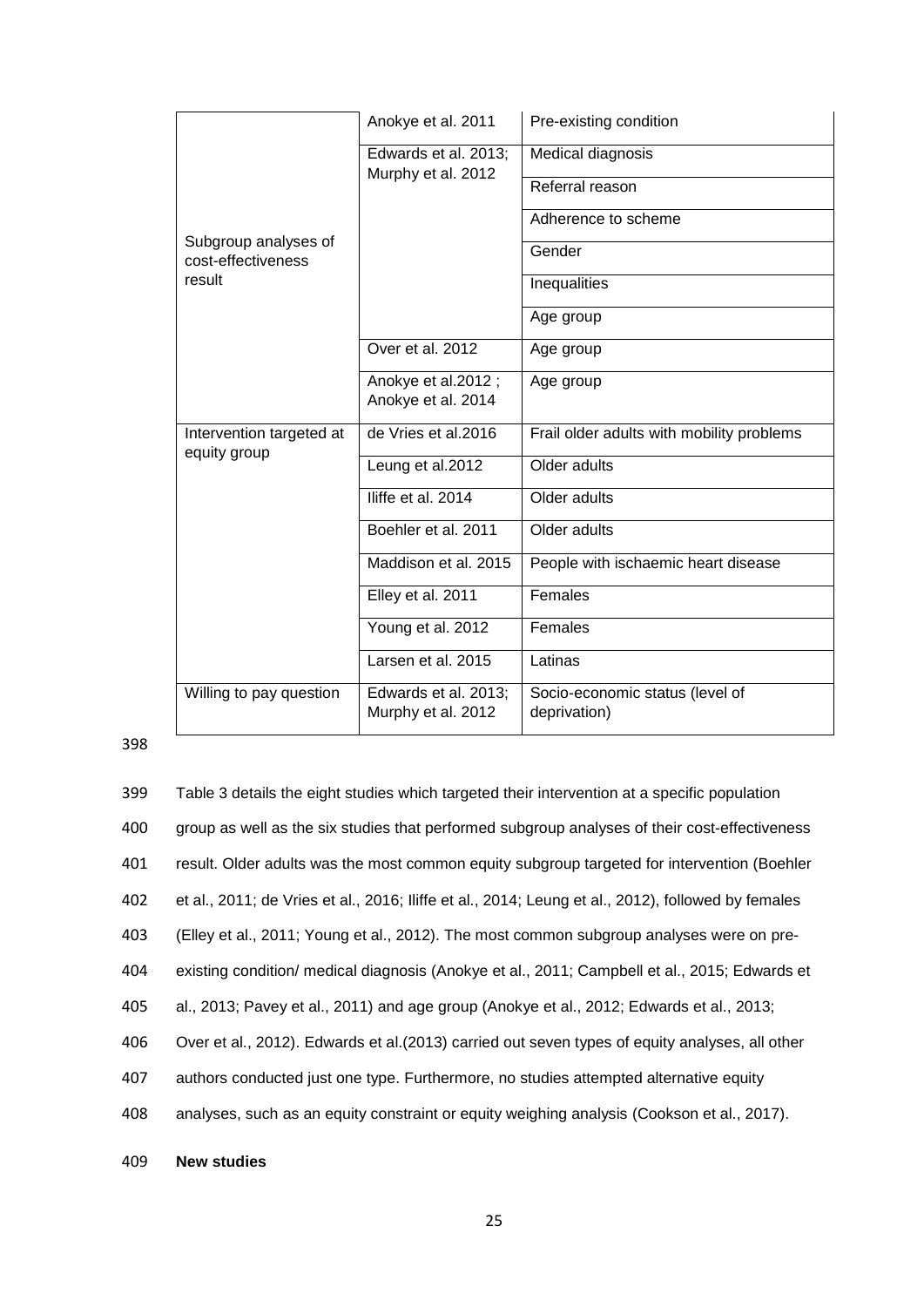| | | |
|---|---|---|
| Subgroup analyses of cost-effectiveness result | Anokye et al. 2011 | Pre-existing condition |
| | Edwards et al. 2013; Murphy et al. 2012 | Medical diagnosis |
| | | Referral reason |
| | | Adherence to scheme |
| | | Gender |
| | | Inequalities |
| | | Age group |
| | Over et al. 2012 | Age group |
| | Anokye et al.2012 ; Anokye et al. 2014 | Age group |
| Intervention targeted at equity group | de Vries et al.2016 | Frail older adults with mobility problems |
| | Leung et al.2012 | Older adults |
| | Iliffe et al. 2014 | Older adults |
| | Boehler et al. 2011 | Older adults |
| | Maddison et al. 2015 | People with ischaemic heart disease |
| | Elley et al. 2011 | Females |
| | Young et al. 2012 | Females |
| | Larsen et al. 2015 | Latinas |
| Willing to pay question | Edwards et al. 2013; Murphy et al. 2012 | Socio-economic status (level of deprivation) |

Table 3 details the eight studies which targeted their intervention at a specific population group as well as the six studies that performed subgroup analyses of their cost-effectiveness result. Older adults was the most common equity subgroup targeted for intervention (Boehler et al., 2011; de Vries et al., 2016; Iliffe et al., 2014; Leung et al., 2012), followed by females (Elley et al., 2011; Young et al., 2012). The most common subgroup analyses were on pre-existing condition/ medical diagnosis (Anokye et al., 2011; Campbell et al., 2015; Edwards et al., 2013; Pavey et al., 2011) and age group (Anokye et al., 2012; Edwards et al., 2013; Over et al., 2012). Edwards et al.(2013) carried out seven types of equity analyses, all other authors conducted just one type. Furthermore, no studies attempted alternative equity analyses, such as an equity constraint or equity weighing analysis (Cookson et al., 2017).

**New studies**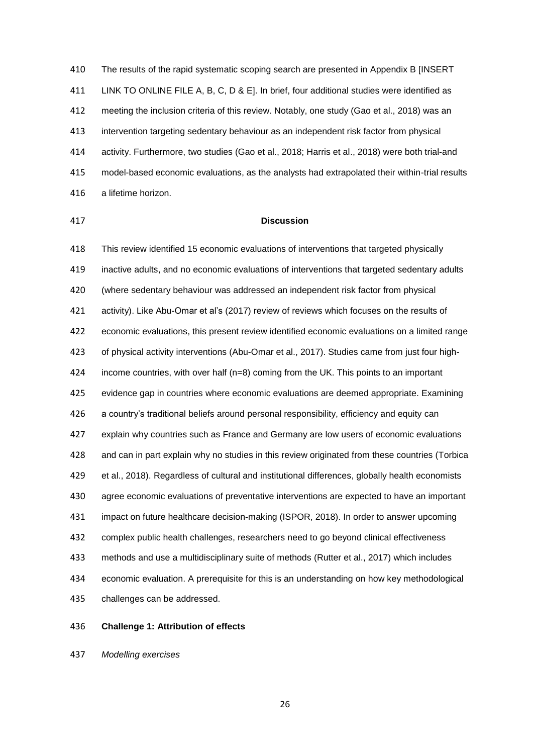The results of the rapid systematic scoping search are presented in Appendix B [INSERT LINK TO ONLINE FILE A, B, C, D & E]. In brief, four additional studies were identified as meeting the inclusion criteria of this review. Notably, one study (Gao et al., 2018) was an intervention targeting sedentary behaviour as an independent risk factor from physical activity. Furthermore, two studies (Gao et al., 2018; Harris et al., 2018) were both trial-and model-based economic evaluations, as the analysts had extrapolated their within-trial results a lifetime horizon.

## Discussion

This review identified 15 economic evaluations of interventions that targeted physically inactive adults, and no economic evaluations of interventions that targeted sedentary adults (where sedentary behaviour was addressed an independent risk factor from physical activity). Like Abu-Omar et al's (2017) review of reviews which focuses on the results of economic evaluations, this present review identified economic evaluations on a limited range of physical activity interventions (Abu-Omar et al., 2017). Studies came from just four high-income countries, with over half (n=8) coming from the UK. This points to an important evidence gap in countries where economic evaluations are deemed appropriate. Examining a country's traditional beliefs around personal responsibility, efficiency and equity can explain why countries such as France and Germany are low users of economic evaluations and can in part explain why no studies in this review originated from these countries (Torbica et al., 2018). Regardless of cultural and institutional differences, globally health economists agree economic evaluations of preventative interventions are expected to have an important impact on future healthcare decision-making (ISPOR, 2018). In order to answer upcoming complex public health challenges, researchers need to go beyond clinical effectiveness methods and use a multidisciplinary suite of methods (Rutter et al., 2017) which includes economic evaluation. A prerequisite for this is an understanding on how key methodological challenges can be addressed.

### Challenge 1: Attribution of effects

*Modelling exercises*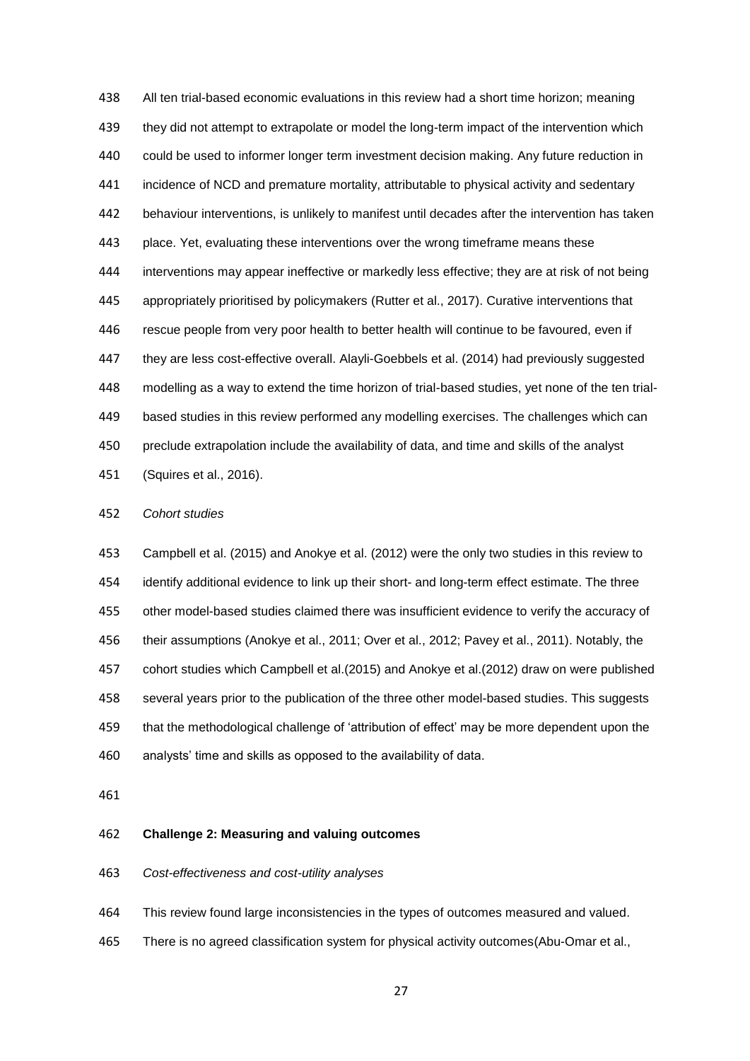All ten trial-based economic evaluations in this review had a short time horizon; meaning they did not attempt to extrapolate or model the long-term impact of the intervention which could be used to informer longer term investment decision making. Any future reduction in incidence of NCD and premature mortality, attributable to physical activity and sedentary behaviour interventions, is unlikely to manifest until decades after the intervention has taken place. Yet, evaluating these interventions over the wrong timeframe means these interventions may appear ineffective or markedly less effective; they are at risk of not being appropriately prioritised by policymakers (Rutter et al., 2017). Curative interventions that rescue people from very poor health to better health will continue to be favoured, even if they are less cost-effective overall. Alayli-Goebbels et al. (2014) had previously suggested modelling as a way to extend the time horizon of trial-based studies, yet none of the ten trial-based studies in this review performed any modelling exercises. The challenges which can preclude extrapolation include the availability of data, and time and skills of the analyst (Squires et al., 2016).

*Cohort studies*

Campbell et al. (2015) and Anokye et al. (2012) were the only two studies in this review to identify additional evidence to link up their short- and long-term effect estimate. The three other model-based studies claimed there was insufficient evidence to verify the accuracy of their assumptions (Anokye et al., 2011; Over et al., 2012; Pavey et al., 2011). Notably, the cohort studies which Campbell et al.(2015) and Anokye et al.(2012) draw on were published several years prior to the publication of the three other model-based studies. This suggests that the methodological challenge of 'attribution of effect' may be more dependent upon the analysts' time and skills as opposed to the availability of data.

**Challenge 2: Measuring and valuing outcomes**

*Cost-effectiveness and cost-utility analyses*

This review found large inconsistencies in the types of outcomes measured and valued. There is no agreed classification system for physical activity outcomes(Abu-Omar et al.,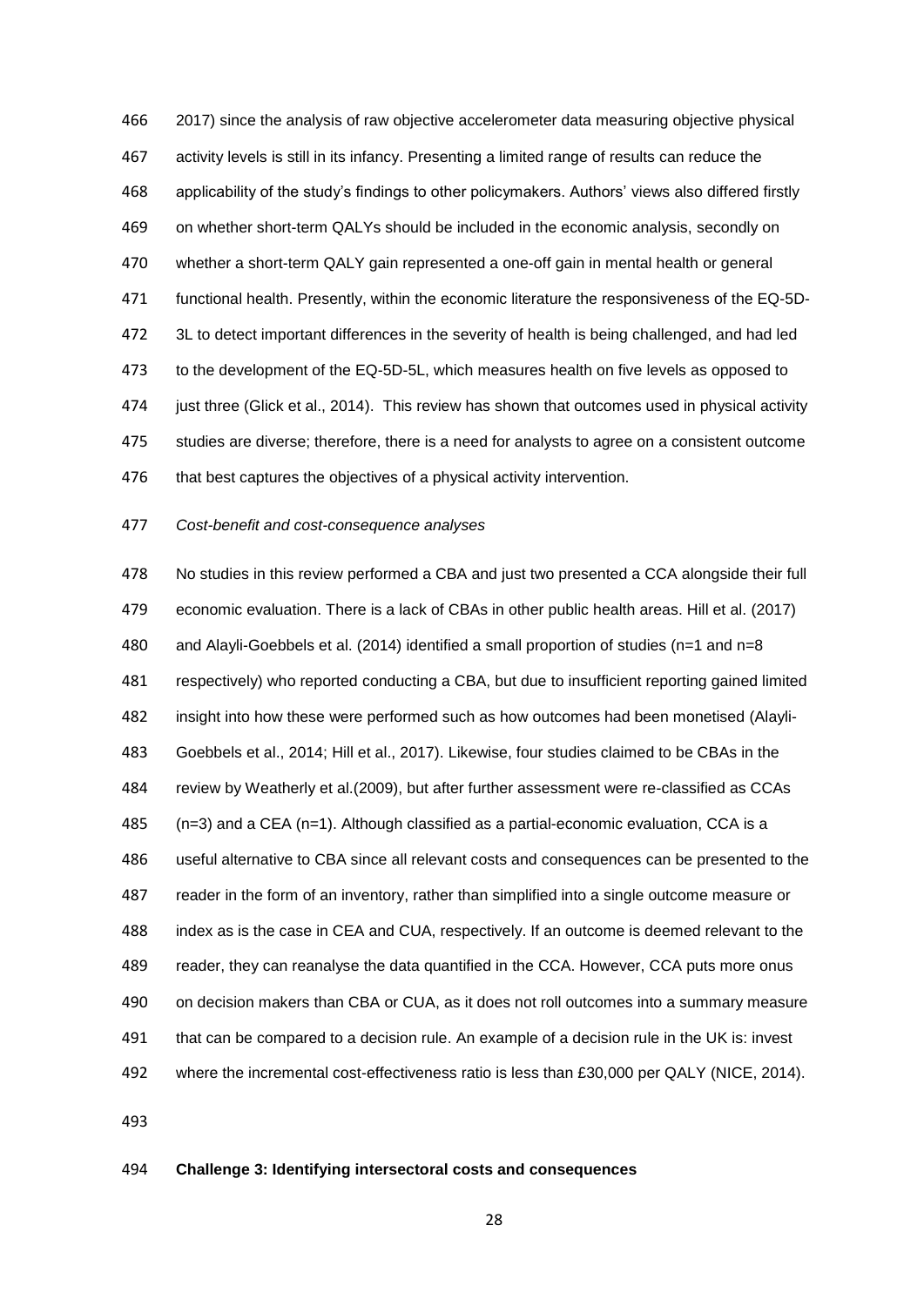2017) since the analysis of raw objective accelerometer data measuring objective physical activity levels is still in its infancy. Presenting a limited range of results can reduce the applicability of the study's findings to other policymakers. Authors' views also differed firstly on whether short-term QALYs should be included in the economic analysis, secondly on whether a short-term QALY gain represented a one-off gain in mental health or general functional health. Presently, within the economic literature the responsiveness of the EQ-5D-3L to detect important differences in the severity of health is being challenged, and had led to the development of the EQ-5D-5L, which measures health on five levels as opposed to just three (Glick et al., 2014). This review has shown that outcomes used in physical activity studies are diverse; therefore, there is a need for analysts to agree on a consistent outcome that best captures the objectives of a physical activity intervention.

*Cost-benefit and cost-consequence analyses*

No studies in this review performed a CBA and just two presented a CCA alongside their full economic evaluation. There is a lack of CBAs in other public health areas. Hill et al. (2017) and Alayli-Goebbels et al. (2014) identified a small proportion of studies (n=1 and n=8 respectively) who reported conducting a CBA, but due to insufficient reporting gained limited insight into how these were performed such as how outcomes had been monetised (Alayli-Goebbels et al., 2014; Hill et al., 2017). Likewise, four studies claimed to be CBAs in the review by Weatherly et al.(2009), but after further assessment were re-classified as CCAs (n=3) and a CEA (n=1). Although classified as a partial-economic evaluation, CCA is a useful alternative to CBA since all relevant costs and consequences can be presented to the reader in the form of an inventory, rather than simplified into a single outcome measure or index as is the case in CEA and CUA, respectively. If an outcome is deemed relevant to the reader, they can reanalyse the data quantified in the CCA. However, CCA puts more onus on decision makers than CBA or CUA, as it does not roll outcomes into a summary measure that can be compared to a decision rule. An example of a decision rule in the UK is: invest where the incremental cost-effectiveness ratio is less than £30,000 per QALY (NICE, 2014).

**Challenge 3: Identifying intersectoral costs and consequences**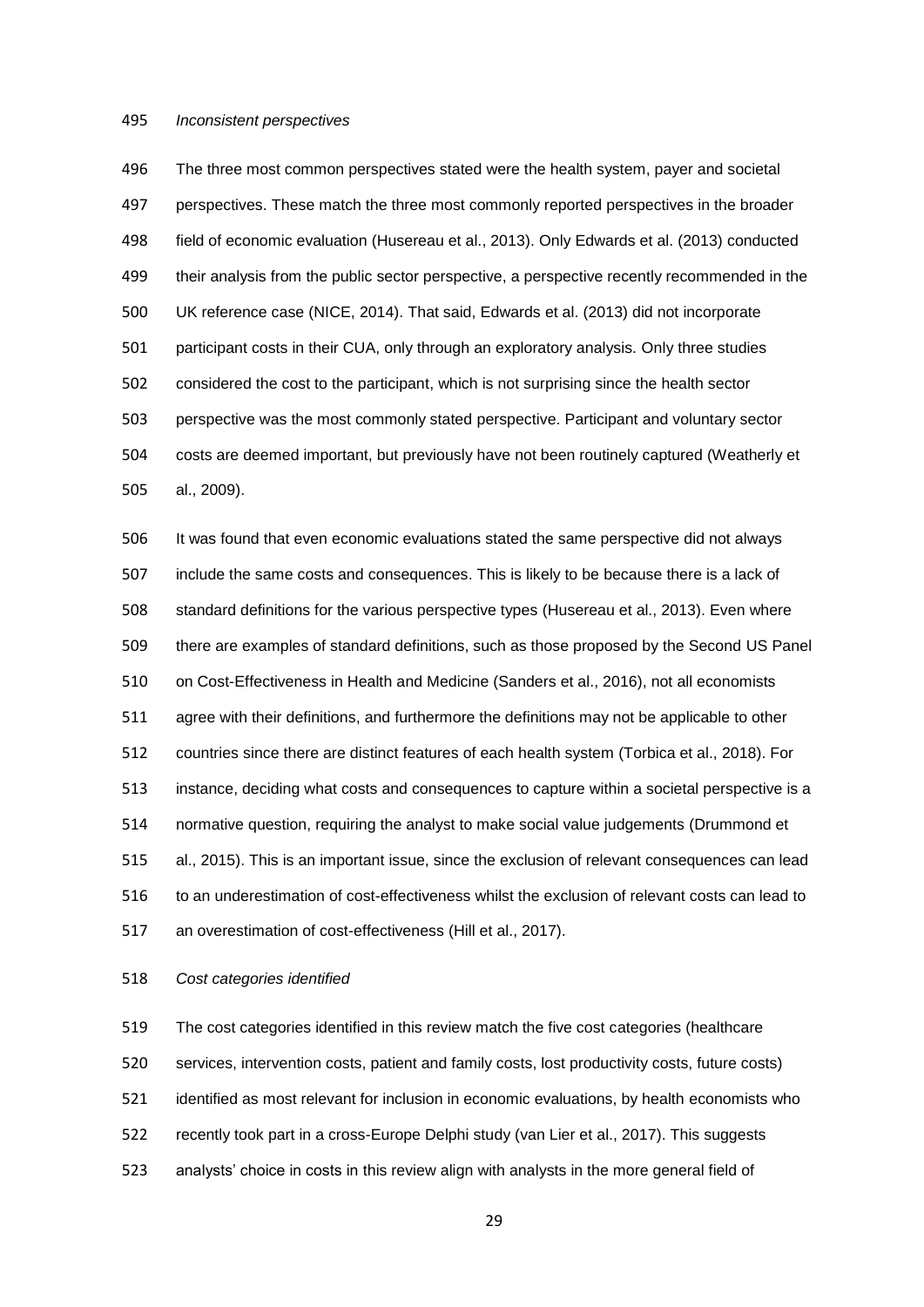*Inconsistent perspectives*

The three most common perspectives stated were the health system, payer and societal perspectives. These match the three most commonly reported perspectives in the broader field of economic evaluation (Husereau et al., 2013). Only Edwards et al. (2013) conducted their analysis from the public sector perspective, a perspective recently recommended in the UK reference case (NICE, 2014). That said, Edwards et al. (2013) did not incorporate participant costs in their CUA, only through an exploratory analysis. Only three studies considered the cost to the participant, which is not surprising since the health sector perspective was the most commonly stated perspective. Participant and voluntary sector costs are deemed important, but previously have not been routinely captured (Weatherly et al., 2009).

It was found that even economic evaluations stated the same perspective did not always include the same costs and consequences. This is likely to be because there is a lack of standard definitions for the various perspective types (Husereau et al., 2013). Even where there are examples of standard definitions, such as those proposed by the Second US Panel on Cost-Effectiveness in Health and Medicine (Sanders et al., 2016), not all economists agree with their definitions, and furthermore the definitions may not be applicable to other countries since there are distinct features of each health system (Torbica et al., 2018). For instance, deciding what costs and consequences to capture within a societal perspective is a normative question, requiring the analyst to make social value judgements (Drummond et al., 2015). This is an important issue, since the exclusion of relevant consequences can lead to an underestimation of cost-effectiveness whilst the exclusion of relevant costs can lead to an overestimation of cost-effectiveness (Hill et al., 2017).

*Cost categories identified*

The cost categories identified in this review match the five cost categories (healthcare services, intervention costs, patient and family costs, lost productivity costs, future costs) identified as most relevant for inclusion in economic evaluations, by health economists who recently took part in a cross-Europe Delphi study (van Lier et al., 2017). This suggests analysts' choice in costs in this review align with analysts in the more general field of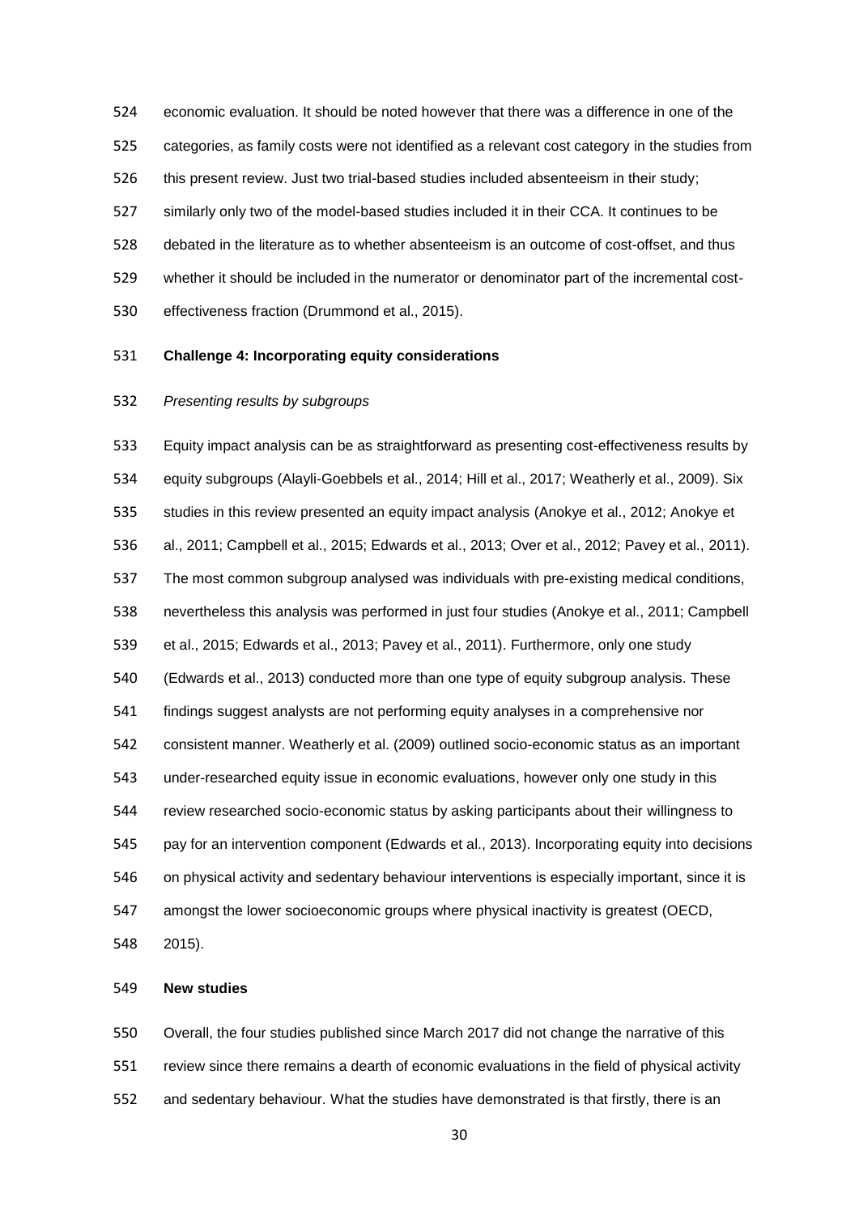economic evaluation. It should be noted however that there was a difference in one of the categories, as family costs were not identified as a relevant cost category in the studies from this present review. Just two trial-based studies included absenteeism in their study; similarly only two of the model-based studies included it in their CCA. It continues to be debated in the literature as to whether absenteeism is an outcome of cost-offset, and thus whether it should be included in the numerator or denominator part of the incremental cost-effectiveness fraction (Drummond et al., 2015).

**Challenge 4: Incorporating equity considerations**

*Presenting results by subgroups*

Equity impact analysis can be as straightforward as presenting cost-effectiveness results by equity subgroups (Alayli-Goebbels et al., 2014; Hill et al., 2017; Weatherly et al., 2009). Six studies in this review presented an equity impact analysis (Anokye et al., 2012; Anokye et al., 2011; Campbell et al., 2015; Edwards et al., 2013; Over et al., 2012; Pavey et al., 2011). The most common subgroup analysed was individuals with pre-existing medical conditions, nevertheless this analysis was performed in just four studies (Anokye et al., 2011; Campbell et al., 2015; Edwards et al., 2013; Pavey et al., 2011). Furthermore, only one study (Edwards et al., 2013) conducted more than one type of equity subgroup analysis. These findings suggest analysts are not performing equity analyses in a comprehensive nor consistent manner. Weatherly et al. (2009) outlined socio-economic status as an important under-researched equity issue in economic evaluations, however only one study in this review researched socio-economic status by asking participants about their willingness to pay for an intervention component (Edwards et al., 2013). Incorporating equity into decisions on physical activity and sedentary behaviour interventions is especially important, since it is amongst the lower socioeconomic groups where physical inactivity is greatest (OECD, 2015).

**New studies**

Overall, the four studies published since March 2017 did not change the narrative of this review since there remains a dearth of economic evaluations in the field of physical activity and sedentary behaviour. What the studies have demonstrated is that firstly, there is an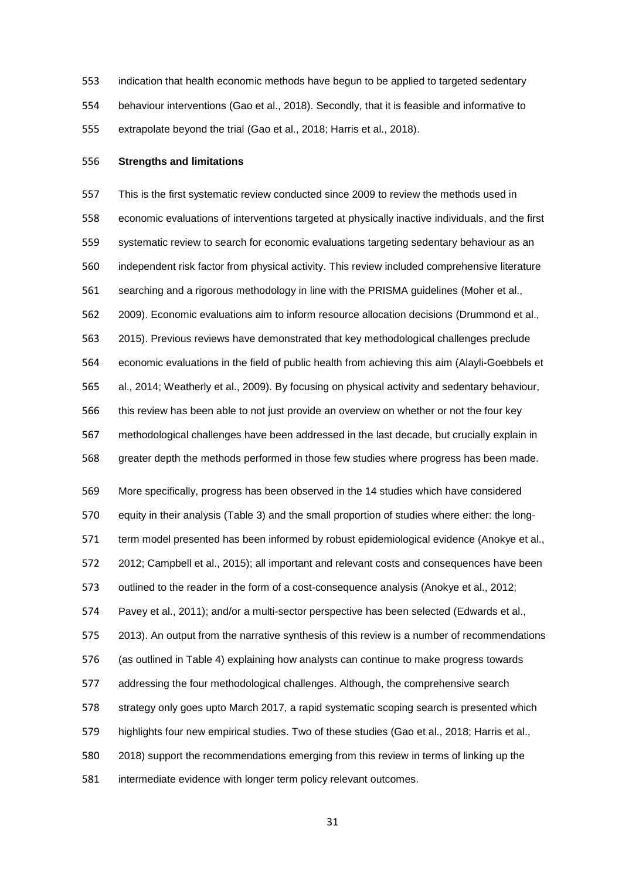indication that health economic methods have begun to be applied to targeted sedentary behaviour interventions (Gao et al., 2018). Secondly, that it is feasible and informative to extrapolate beyond the trial (Gao et al., 2018; Harris et al., 2018).

**Strengths and limitations**

This is the first systematic review conducted since 2009 to review the methods used in economic evaluations of interventions targeted at physically inactive individuals, and the first systematic review to search for economic evaluations targeting sedentary behaviour as an independent risk factor from physical activity. This review included comprehensive literature searching and a rigorous methodology in line with the PRISMA guidelines (Moher et al., 2009). Economic evaluations aim to inform resource allocation decisions (Drummond et al., 2015). Previous reviews have demonstrated that key methodological challenges preclude economic evaluations in the field of public health from achieving this aim (Alayli-Goebbels et al., 2014; Weatherly et al., 2009). By focusing on physical activity and sedentary behaviour, this review has been able to not just provide an overview on whether or not the four key methodological challenges have been addressed in the last decade, but crucially explain in greater depth the methods performed in those few studies where progress has been made.

More specifically, progress has been observed in the 14 studies which have considered equity in their analysis (Table 3) and the small proportion of studies where either: the long-term model presented has been informed by robust epidemiological evidence (Anokye et al., 2012; Campbell et al., 2015); all important and relevant costs and consequences have been outlined to the reader in the form of a cost-consequence analysis (Anokye et al., 2012; Pavey et al., 2011); and/or a multi-sector perspective has been selected (Edwards et al., 2013). An output from the narrative synthesis of this review is a number of recommendations (as outlined in Table 4) explaining how analysts can continue to make progress towards addressing the four methodological challenges. Although, the comprehensive search strategy only goes upto March 2017, a rapid systematic scoping search is presented which highlights four new empirical studies. Two of these studies (Gao et al., 2018; Harris et al., 2018) support the recommendations emerging from this review in terms of linking up the intermediate evidence with longer term policy relevant outcomes.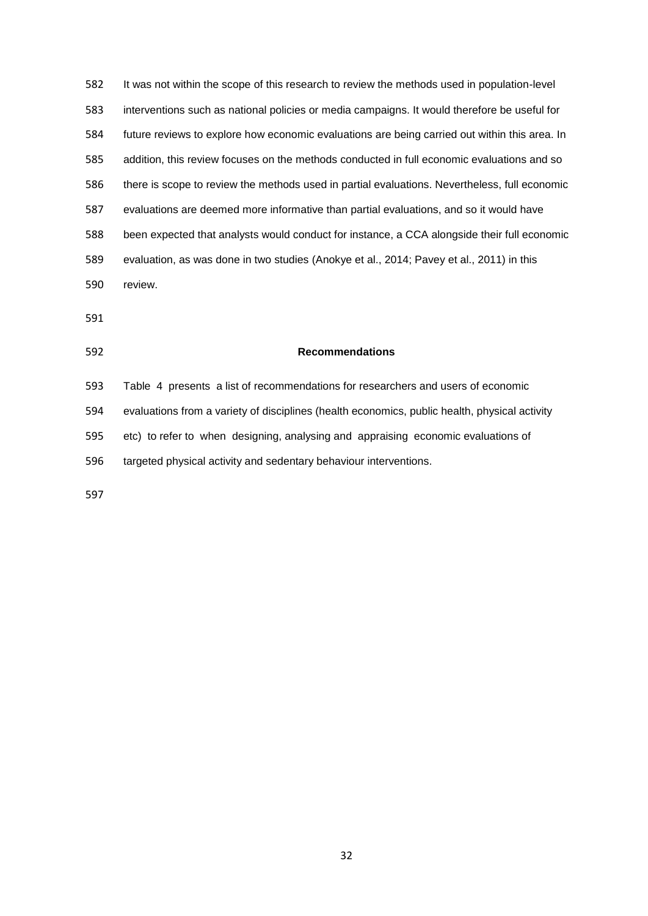It was not within the scope of this research to review the methods used in population-level interventions such as national policies or media campaigns. It would therefore be useful for future reviews to explore how economic evaluations are being carried out within this area. In addition, this review focuses on the methods conducted in full economic evaluations and so there is scope to review the methods used in partial evaluations. Nevertheless, full economic evaluations are deemed more informative than partial evaluations, and so it would have been expected that analysts would conduct for instance, a CCA alongside their full economic evaluation, as was done in two studies (Anokye et al., 2014; Pavey et al., 2011) in this review.

## Recommendations

Table 4 presents a list of recommendations for researchers and users of economic evaluations from a variety of disciplines (health economics, public health, physical activity etc) to refer to when designing, analysing and appraising economic evaluations of targeted physical activity and sedentary behaviour interventions.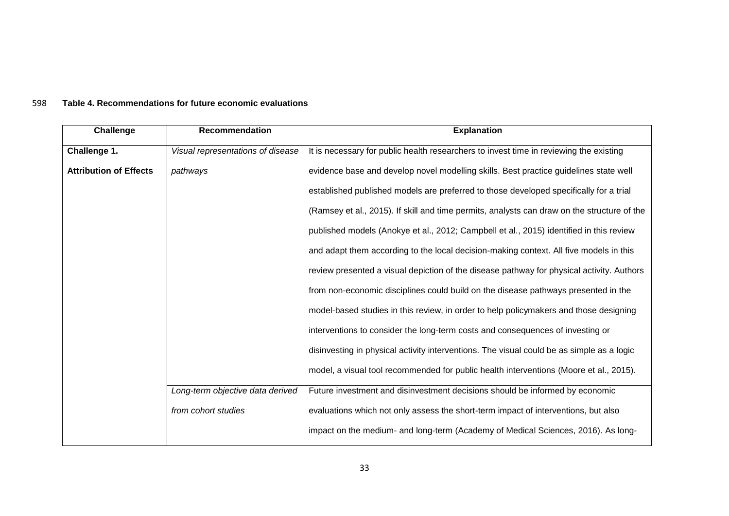**Table 4. Recommendations for future economic evaluations**

| Challenge | Recommendation | Explanation |
|---|---|---|
| **Challenge 1. Attribution of Effects** | *Visual representations of disease pathways* | It is necessary for public health researchers to invest time in reviewing the existing evidence base and develop novel modelling skills. Best practice guidelines state well established published models are preferred to those developed specifically for a trial (Ramsey et al., 2015). If skill and time permits, analysts can draw on the structure of the published models (Anokye et al., 2012; Campbell et al., 2015) identified in this review and adapt them according to the local decision-making context. All five models in this review presented a visual depiction of the disease pathway for physical activity. Authors from non-economic disciplines could build on the disease pathways presented in the model-based studies in this review, in order to help policymakers and those designing interventions to consider the long-term costs and consequences of investing or disinvesting in physical activity interventions. The visual could be as simple as a logic model, a visual tool recommended for public health interventions (Moore et al., 2015). |
| | *Long-term objective data derived from cohort studies* | Future investment and disinvestment decisions should be informed by economic evaluations which not only assess the short-term impact of interventions, but also impact on the medium- and long-term (Academy of Medical Sciences, 2016). As long- |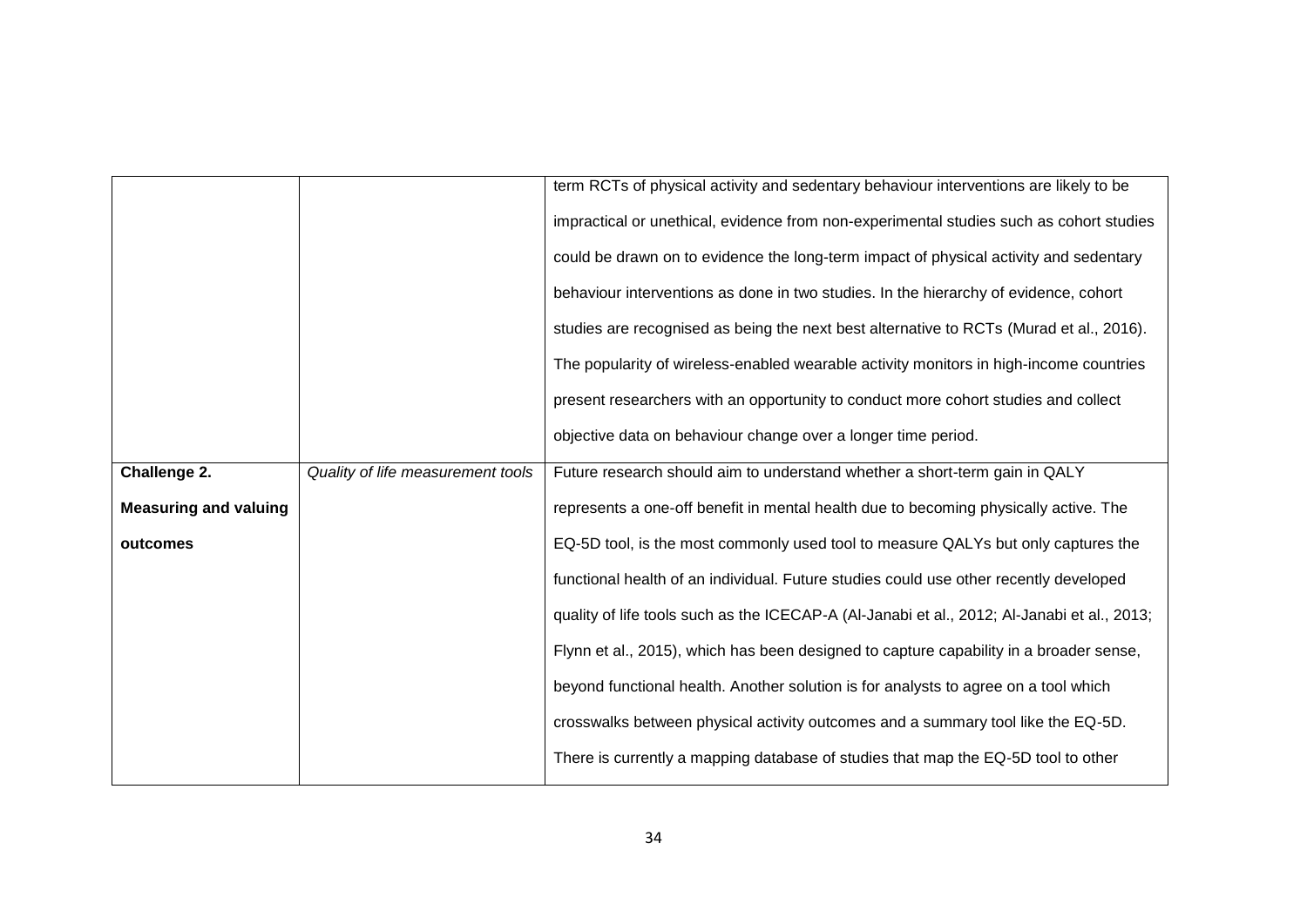| | | |
|---|---|---|
| | | term RCTs of physical activity and sedentary behaviour interventions are likely to be impractical or unethical, evidence from non-experimental studies such as cohort studies could be drawn on to evidence the long-term impact of physical activity and sedentary behaviour interventions as done in two studies. In the hierarchy of evidence, cohort studies are recognised as being the next best alternative to RCTs (Murad et al., 2016). The popularity of wireless-enabled wearable activity monitors in high-income countries present researchers with an opportunity to conduct more cohort studies and collect objective data on behaviour change over a longer time period. |
| **Challenge 2. Measuring and valuing outcomes** | *Quality of life measurement tools* | Future research should aim to understand whether a short-term gain in QALY represents a one-off benefit in mental health due to becoming physically active. The EQ-5D tool, is the most commonly used tool to measure QALYs but only captures the functional health of an individual. Future studies could use other recently developed quality of life tools such as the ICECAP-A (Al-Janabi et al., 2012; Al-Janabi et al., 2013; Flynn et al., 2015), which has been designed to capture capability in a broader sense, beyond functional health. Another solution is for analysts to agree on a tool which crosswalks between physical activity outcomes and a summary tool like the EQ-5D. There is currently a mapping database of studies that map the EQ-5D tool to other |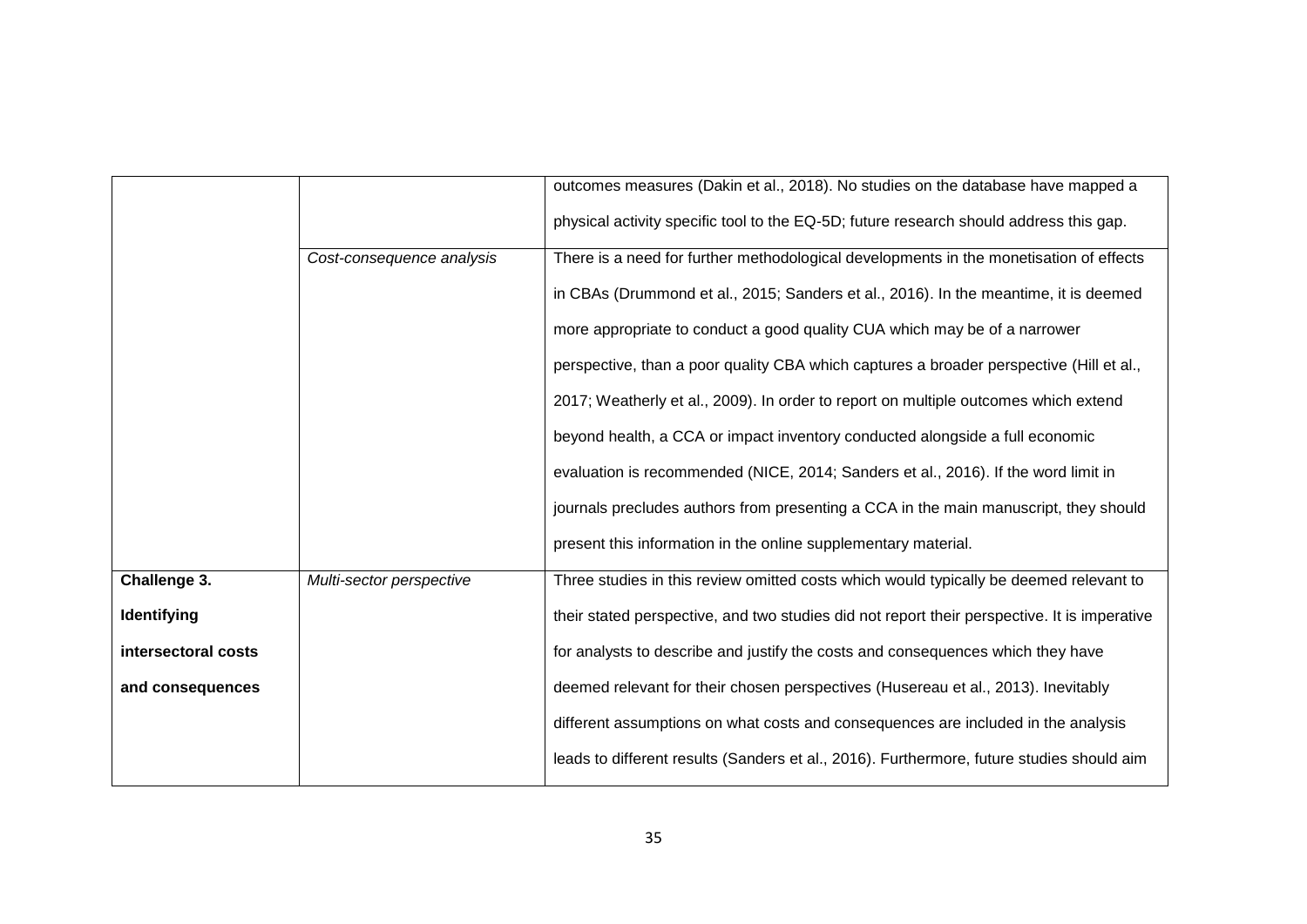| | | |
|---|---|---|
| | | outcomes measures (Dakin et al., 2018). No studies on the database have mapped a physical activity specific tool to the EQ-5D; future research should address this gap. |
| | *Cost-consequence analysis* | There is a need for further methodological developments in the monetisation of effects in CBAs (Drummond et al., 2015; Sanders et al., 2016). In the meantime, it is deemed more appropriate to conduct a good quality CUA which may be of a narrower perspective, than a poor quality CBA which captures a broader perspective (Hill et al., 2017; Weatherly et al., 2009). In order to report on multiple outcomes which extend beyond health, a CCA or impact inventory conducted alongside a full economic evaluation is recommended (NICE, 2014; Sanders et al., 2016). If the word limit in journals precludes authors from presenting a CCA in the main manuscript, they should present this information in the online supplementary material. |
| **Challenge 3. Identifying intersectoral costs and consequences** | *Multi-sector perspective* | Three studies in this review omitted costs which would typically be deemed relevant to their stated perspective, and two studies did not report their perspective. It is imperative for analysts to describe and justify the costs and consequences which they have deemed relevant for their chosen perspectives (Husereau et al., 2013). Inevitably different assumptions on what costs and consequences are included in the analysis leads to different results (Sanders et al., 2016). Furthermore, future studies should aim |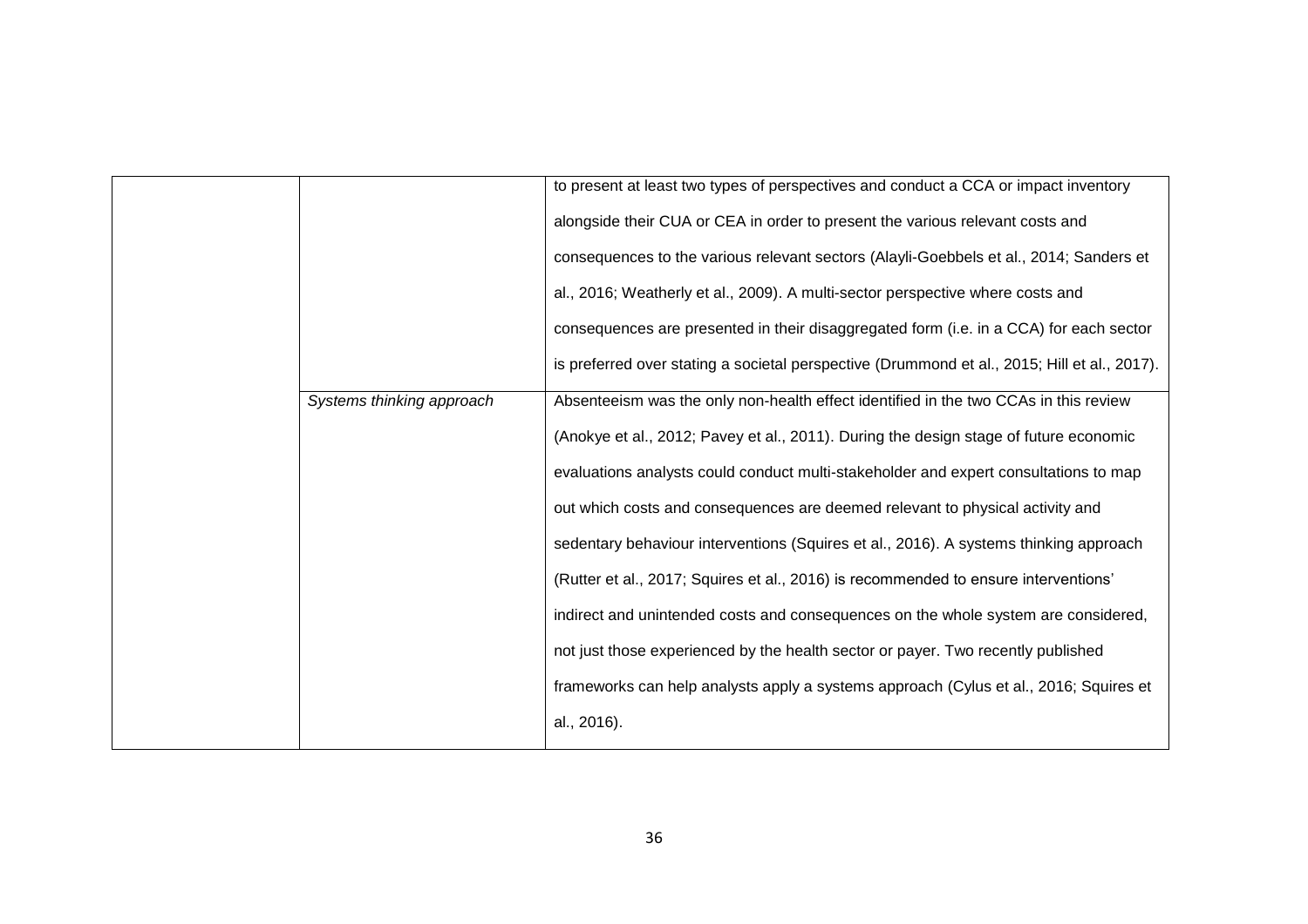| | | |
|---|---|---|
| | | to present at least two types of perspectives and conduct a CCA or impact inventory alongside their CUA or CEA in order to present the various relevant costs and consequences to the various relevant sectors (Alayli-Goebbels et al., 2014; Sanders et al., 2016; Weatherly et al., 2009). A multi-sector perspective where costs and consequences are presented in their disaggregated form (i.e. in a CCA) for each sector is preferred over stating a societal perspective (Drummond et al., 2015; Hill et al., 2017). |
| | *Systems thinking approach* | Absenteeism was the only non-health effect identified in the two CCAs in this review (Anokye et al., 2012; Pavey et al., 2011). During the design stage of future economic evaluations analysts could conduct multi-stakeholder and expert consultations to map out which costs and consequences are deemed relevant to physical activity and sedentary behaviour interventions (Squires et al., 2016). A systems thinking approach (Rutter et al., 2017; Squires et al., 2016) is recommended to ensure interventions' indirect and unintended costs and consequences on the whole system are considered, not just those experienced by the health sector or payer. Two recently published frameworks can help analysts apply a systems approach (Cylus et al., 2016; Squires et al., 2016). |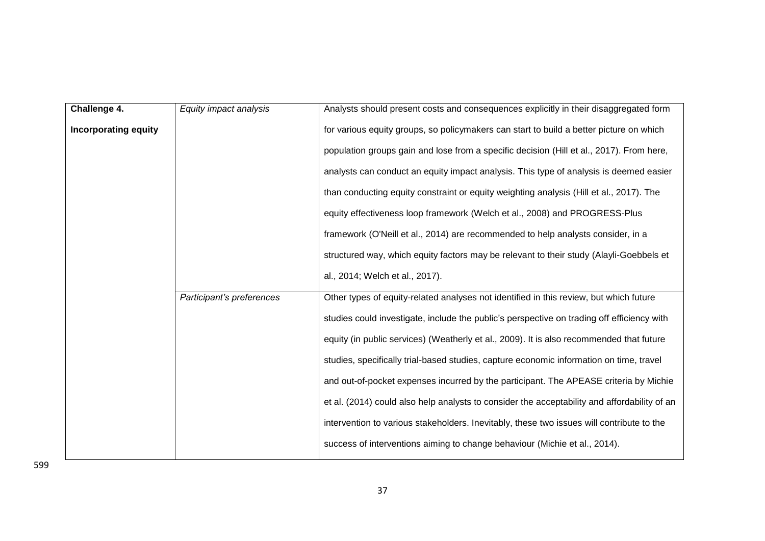| | | |
|---|---|---|
| **Challenge 4. Incorporating equity** | *Equity impact analysis* | Analysts should present costs and consequences explicitly in their disaggregated form for various equity groups, so policymakers can start to build a better picture on which population groups gain and lose from a specific decision (Hill et al., 2017). From here, analysts can conduct an equity impact analysis. This type of analysis is deemed easier than conducting equity constraint or equity weighting analysis (Hill et al., 2017). The equity effectiveness loop framework (Welch et al., 2008) and PROGRESS-Plus framework (O'Neill et al., 2014) are recommended to help analysts consider, in a structured way, which equity factors may be relevant to their study (Alayli-Goebbels et al., 2014; Welch et al., 2017). |
| | *Participant's preferences* | Other types of equity-related analyses not identified in this review, but which future studies could investigate, include the public's perspective on trading off efficiency with equity (in public services) (Weatherly et al., 2009). It is also recommended that future studies, specifically trial-based studies, capture economic information on time, travel and out-of-pocket expenses incurred by the participant. The APEASE criteria by Michie et al. (2014) could also help analysts to consider the acceptability and affordability of an intervention to various stakeholders. Inevitably, these two issues will contribute to the success of interventions aiming to change behaviour (Michie et al., 2014). |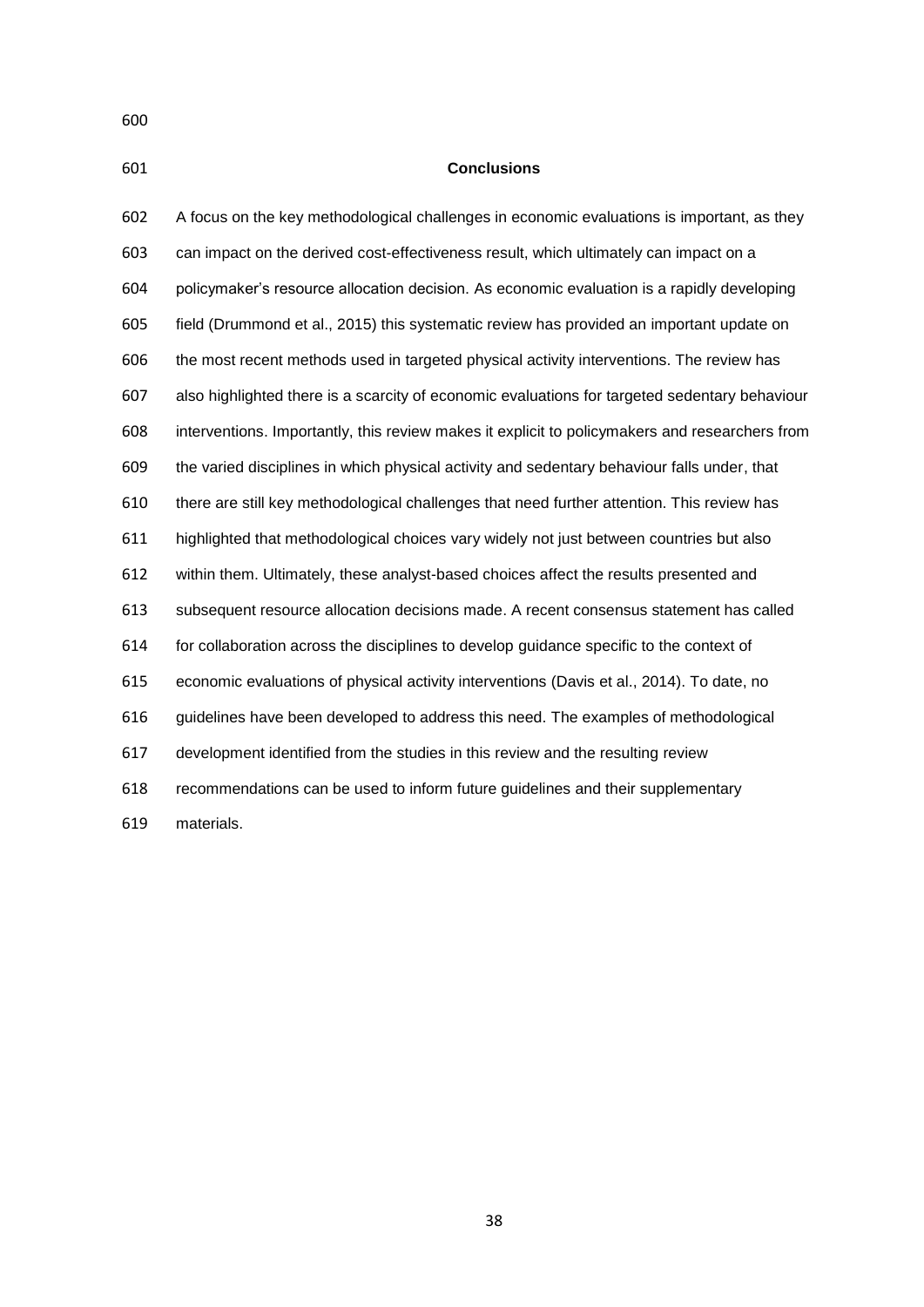## Conclusions

A focus on the key methodological challenges in economic evaluations is important, as they can impact on the derived cost-effectiveness result, which ultimately can impact on a policymaker's resource allocation decision. As economic evaluation is a rapidly developing field (Drummond et al., 2015) this systematic review has provided an important update on the most recent methods used in targeted physical activity interventions. The review has also highlighted there is a scarcity of economic evaluations for targeted sedentary behaviour interventions. Importantly, this review makes it explicit to policymakers and researchers from the varied disciplines in which physical activity and sedentary behaviour falls under, that there are still key methodological challenges that need further attention. This review has highlighted that methodological choices vary widely not just between countries but also within them. Ultimately, these analyst-based choices affect the results presented and subsequent resource allocation decisions made. A recent consensus statement has called for collaboration across the disciplines to develop guidance specific to the context of economic evaluations of physical activity interventions (Davis et al., 2014). To date, no guidelines have been developed to address this need. The examples of methodological development identified from the studies in this review and the resulting review recommendations can be used to inform future guidelines and their supplementary materials.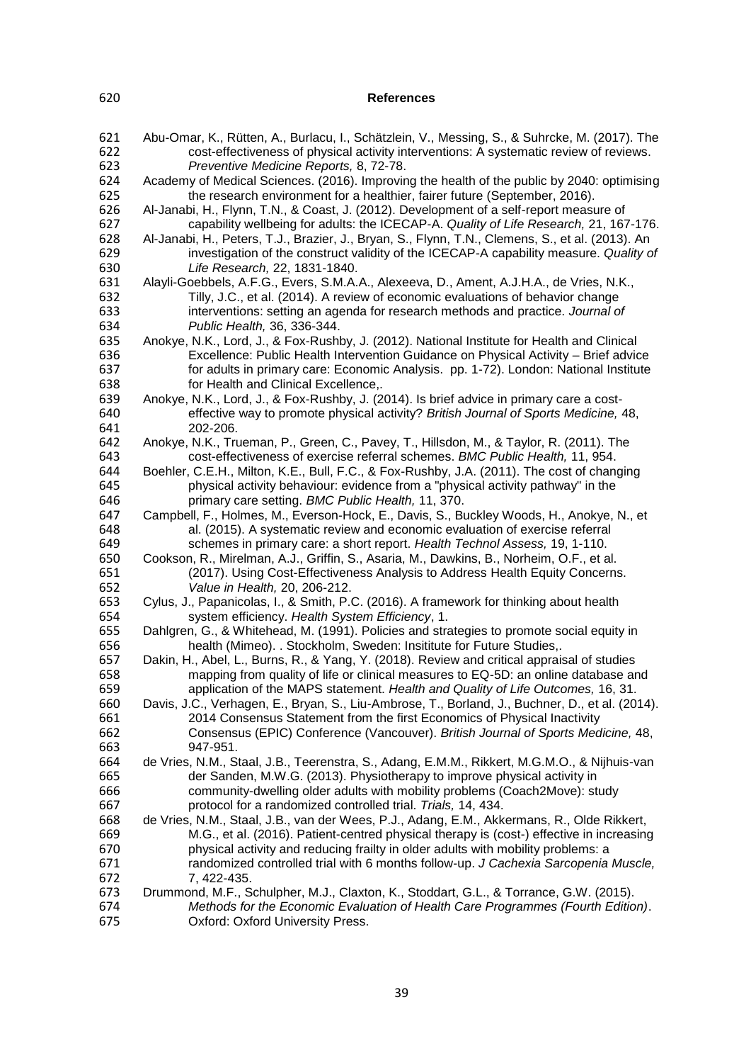## References

Abu-Omar, K., Rütten, A., Burlacu, I., Schätzlein, V., Messing, S., & Suhrcke, M. (2017). The cost-effectiveness of physical activity interventions: A systematic review of reviews. *Preventive Medicine Reports,* 8, 72-78.

Academy of Medical Sciences. (2016). Improving the health of the public by 2040: optimising the research environment for a healthier, fairer future (September, 2016).

Al-Janabi, H., Flynn, T.N., & Coast, J. (2012). Development of a self-report measure of capability wellbeing for adults: the ICECAP-A. *Quality of Life Research,* 21, 167-176.

Al-Janabi, H., Peters, T.J., Brazier, J., Bryan, S., Flynn, T.N., Clemens, S., et al. (2013). An investigation of the construct validity of the ICECAP-A capability measure. *Quality of Life Research,* 22, 1831-1840.

Alayli-Goebbels, A.F.G., Evers, S.M.A.A., Alexeeva, D., Ament, A.J.H.A., de Vries, N.K., Tilly, J.C., et al. (2014). A review of economic evaluations of behavior change interventions: setting an agenda for research methods and practice. *Journal of Public Health,* 36, 336-344.

Anokye, N.K., Lord, J., & Fox-Rushby, J. (2012). National Institute for Health and Clinical Excellence: Public Health Intervention Guidance on Physical Activity – Brief advice for adults in primary care: Economic Analysis. pp. 1-72). London: National Institute for Health and Clinical Excellence,.

Anokye, N.K., Lord, J., & Fox-Rushby, J. (2014). Is brief advice in primary care a cost-effective way to promote physical activity? *British Journal of Sports Medicine,* 48, 202-206.

Anokye, N.K., Trueman, P., Green, C., Pavey, T., Hillsdon, M., & Taylor, R. (2011). The cost-effectiveness of exercise referral schemes. *BMC Public Health,* 11, 954.

Boehler, C.E.H., Milton, K.E., Bull, F.C., & Fox-Rushby, J.A. (2011). The cost of changing physical activity behaviour: evidence from a "physical activity pathway" in the primary care setting. *BMC Public Health,* 11, 370.

Campbell, F., Holmes, M., Everson-Hock, E., Davis, S., Buckley Woods, H., Anokye, N., et al. (2015). A systematic review and economic evaluation of exercise referral schemes in primary care: a short report. *Health Technol Assess,* 19, 1-110.

Cookson, R., Mirelman, A.J., Griffin, S., Asaria, M., Dawkins, B., Norheim, O.F., et al. (2017). Using Cost-Effectiveness Analysis to Address Health Equity Concerns. *Value in Health,* 20, 206-212.

Cylus, J., Papanicolas, I., & Smith, P.C. (2016). A framework for thinking about health system efficiency. *Health System Efficiency*, 1.

Dahlgren, G., & Whitehead, M. (1991). Policies and strategies to promote social equity in health (Mimeo). . Stockholm, Sweden: Insititute for Future Studies,.

Dakin, H., Abel, L., Burns, R., & Yang, Y. (2018). Review and critical appraisal of studies mapping from quality of life or clinical measures to EQ-5D: an online database and application of the MAPS statement. *Health and Quality of Life Outcomes,* 16, 31.

Davis, J.C., Verhagen, E., Bryan, S., Liu-Ambrose, T., Borland, J., Buchner, D., et al. (2014). 2014 Consensus Statement from the first Economics of Physical Inactivity Consensus (EPIC) Conference (Vancouver). *British Journal of Sports Medicine,* 48, 947-951.

de Vries, N.M., Staal, J.B., Teerenstra, S., Adang, E.M.M., Rikkert, M.G.M.O., & Nijhuis-van der Sanden, M.W.G. (2013). Physiotherapy to improve physical activity in community-dwelling older adults with mobility problems (Coach2Move): study protocol for a randomized controlled trial. *Trials,* 14, 434.

de Vries, N.M., Staal, J.B., van der Wees, P.J., Adang, E.M., Akkermans, R., Olde Rikkert, M.G., et al. (2016). Patient-centred physical therapy is (cost-) effective in increasing physical activity and reducing frailty in older adults with mobility problems: a randomized controlled trial with 6 months follow-up. *J Cachexia Sarcopenia Muscle,* 7, 422-435.

Drummond, M.F., Schulpher, M.J., Claxton, K., Stoddart, G.L., & Torrance, G.W. (2015). *Methods for the Economic Evaluation of Health Care Programmes (Fourth Edition)*. Oxford: Oxford University Press.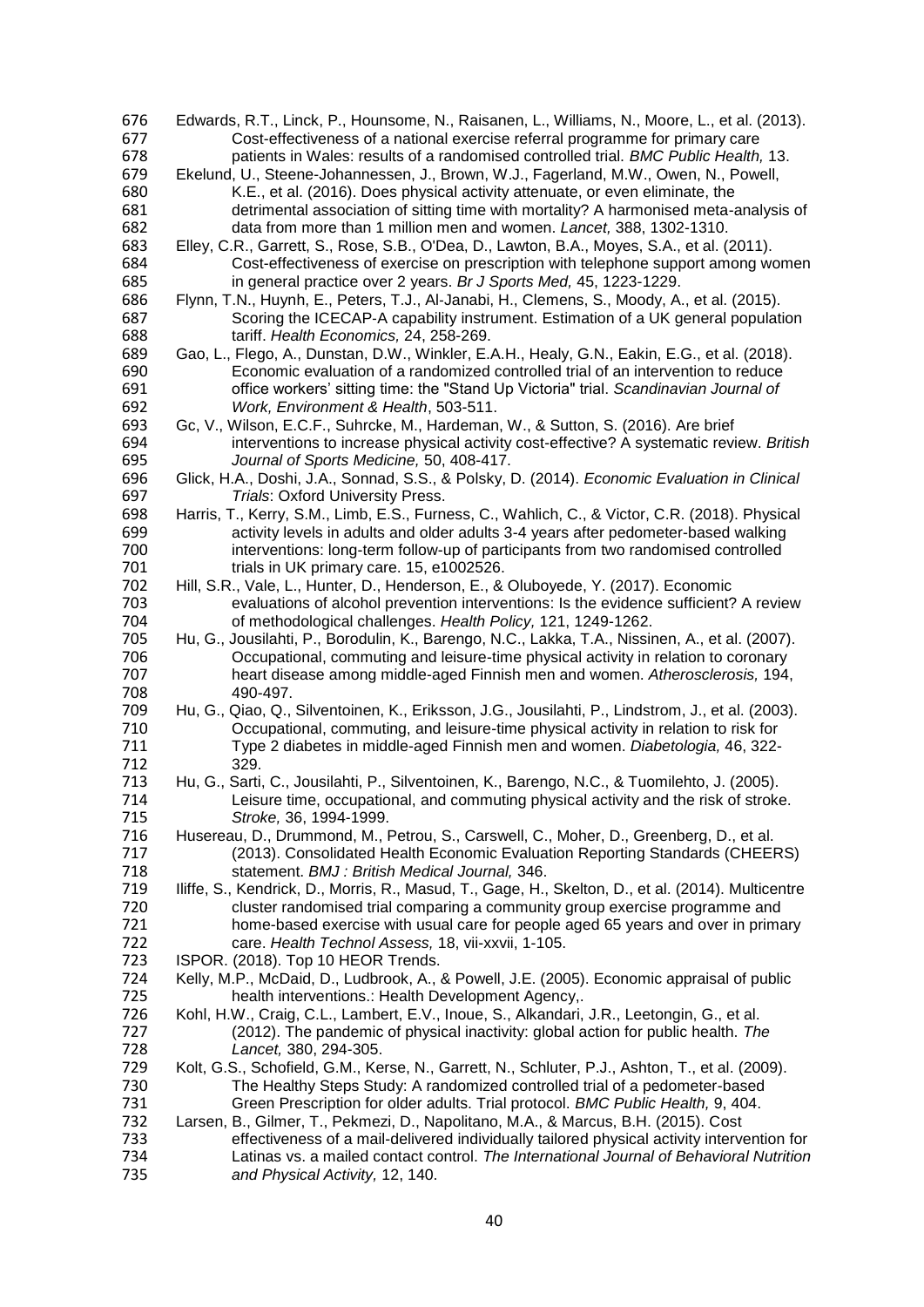Edwards, R.T., Linck, P., Hounsome, N., Raisanen, L., Williams, N., Moore, L., et al. (2013). Cost-effectiveness of a national exercise referral programme for primary care patients in Wales: results of a randomised controlled trial. *BMC Public Health,* 13.

Ekelund, U., Steene-Johannessen, J., Brown, W.J., Fagerland, M.W., Owen, N., Powell, K.E., et al. (2016). Does physical activity attenuate, or even eliminate, the detrimental association of sitting time with mortality? A harmonised meta-analysis of data from more than 1 million men and women. *Lancet,* 388, 1302-1310.

Elley, C.R., Garrett, S., Rose, S.B., O'Dea, D., Lawton, B.A., Moyes, S.A., et al. (2011). Cost-effectiveness of exercise on prescription with telephone support among women in general practice over 2 years. *Br J Sports Med,* 45, 1223-1229.

Flynn, T.N., Huynh, E., Peters, T.J., Al-Janabi, H., Clemens, S., Moody, A., et al. (2015). Scoring the ICECAP-A capability instrument. Estimation of a UK general population tariff. *Health Economics,* 24, 258-269.

Gao, L., Flego, A., Dunstan, D.W., Winkler, E.A.H., Healy, G.N., Eakin, E.G., et al. (2018). Economic evaluation of a randomized controlled trial of an intervention to reduce office workers' sitting time: the "Stand Up Victoria" trial. *Scandinavian Journal of Work, Environment & Health*, 503-511.

Gc, V., Wilson, E.C.F., Suhrcke, M., Hardeman, W., & Sutton, S. (2016). Are brief interventions to increase physical activity cost-effective? A systematic review. *British Journal of Sports Medicine,* 50, 408-417.

Glick, H.A., Doshi, J.A., Sonnad, S.S., & Polsky, D. (2014). *Economic Evaluation in Clinical Trials*: Oxford University Press.

Harris, T., Kerry, S.M., Limb, E.S., Furness, C., Wahlich, C., & Victor, C.R. (2018). Physical activity levels in adults and older adults 3-4 years after pedometer-based walking interventions: long-term follow-up of participants from two randomised controlled trials in UK primary care. 15, e1002526.

Hill, S.R., Vale, L., Hunter, D., Henderson, E., & Oluboyede, Y. (2017). Economic evaluations of alcohol prevention interventions: Is the evidence sufficient? A review of methodological challenges. *Health Policy,* 121, 1249-1262.

Hu, G., Jousilahti, P., Borodulin, K., Barengo, N.C., Lakka, T.A., Nissinen, A., et al. (2007). Occupational, commuting and leisure-time physical activity in relation to coronary heart disease among middle-aged Finnish men and women. *Atherosclerosis,* 194, 490-497.

Hu, G., Qiao, Q., Silventoinen, K., Eriksson, J.G., Jousilahti, P., Lindstrom, J., et al. (2003). Occupational, commuting, and leisure-time physical activity in relation to risk for Type 2 diabetes in middle-aged Finnish men and women. *Diabetologia,* 46, 322-329.

Hu, G., Sarti, C., Jousilahti, P., Silventoinen, K., Barengo, N.C., & Tuomilehto, J. (2005). Leisure time, occupational, and commuting physical activity and the risk of stroke. *Stroke,* 36, 1994-1999.

Husereau, D., Drummond, M., Petrou, S., Carswell, C., Moher, D., Greenberg, D., et al. (2013). Consolidated Health Economic Evaluation Reporting Standards (CHEERS) statement. *BMJ : British Medical Journal,* 346.

Iliffe, S., Kendrick, D., Morris, R., Masud, T., Gage, H., Skelton, D., et al. (2014). Multicentre cluster randomised trial comparing a community group exercise programme and home-based exercise with usual care for people aged 65 years and over in primary care. *Health Technol Assess,* 18, vii-xxvii, 1-105.

ISPOR. (2018). Top 10 HEOR Trends.

Kelly, M.P., McDaid, D., Ludbrook, A., & Powell, J.E. (2005). Economic appraisal of public health interventions.: Health Development Agency,.

Kohl, H.W., Craig, C.L., Lambert, E.V., Inoue, S., Alkandari, J.R., Leetongin, G., et al. (2012). The pandemic of physical inactivity: global action for public health. *The Lancet,* 380, 294-305.

Kolt, G.S., Schofield, G.M., Kerse, N., Garrett, N., Schluter, P.J., Ashton, T., et al. (2009). The Healthy Steps Study: A randomized controlled trial of a pedometer-based Green Prescription for older adults. Trial protocol. *BMC Public Health,* 9, 404.

Larsen, B., Gilmer, T., Pekmezi, D., Napolitano, M.A., & Marcus, B.H. (2015). Cost effectiveness of a mail-delivered individually tailored physical activity intervention for Latinas vs. a mailed contact control. *The International Journal of Behavioral Nutrition and Physical Activity,* 12, 140.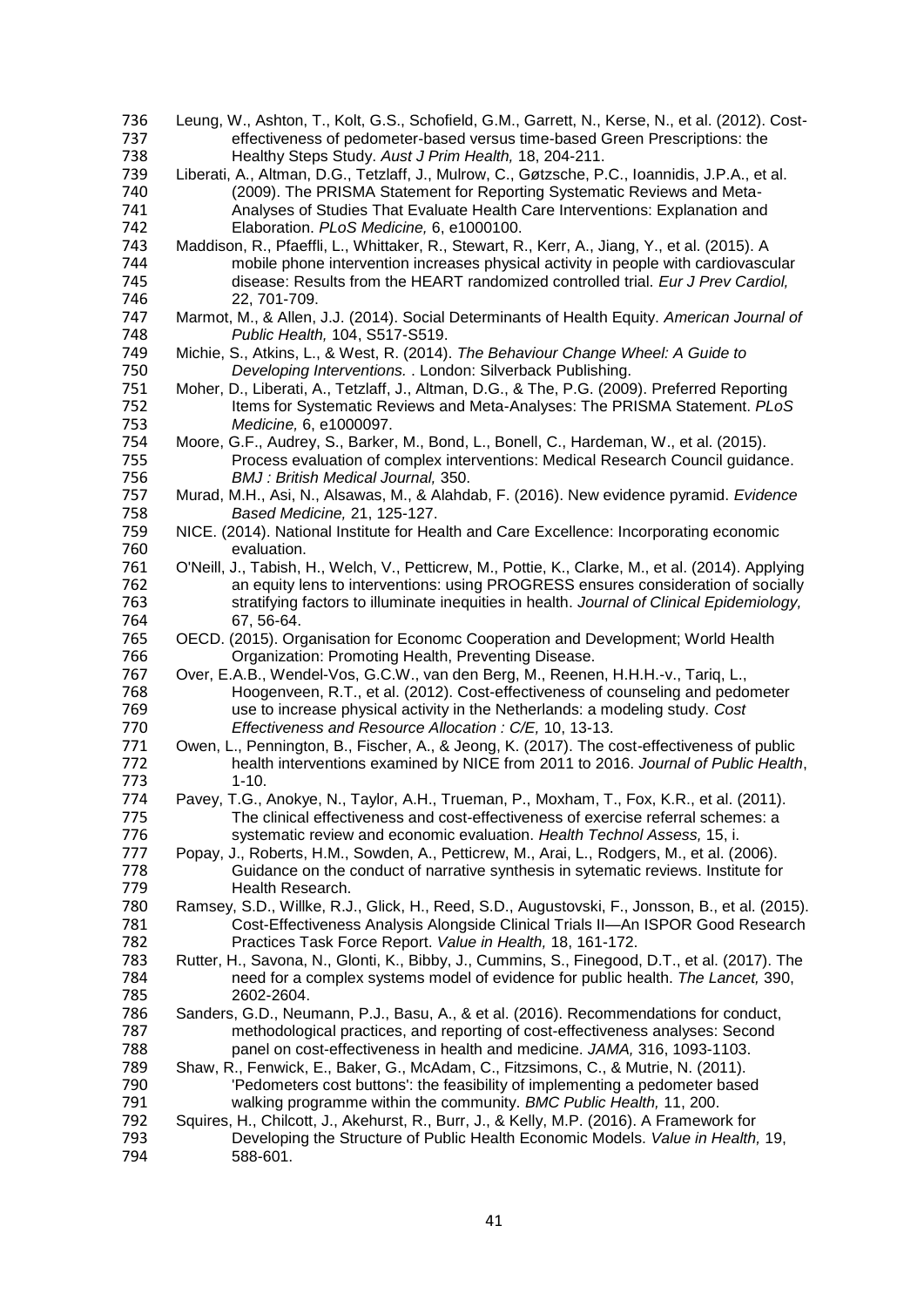Leung, W., Ashton, T., Kolt, G.S., Schofield, G.M., Garrett, N., Kerse, N., et al. (2012). Cost-effectiveness of pedometer-based versus time-based Green Prescriptions: the Healthy Steps Study. *Aust J Prim Health,* 18, 204-211.

Liberati, A., Altman, D.G., Tetzlaff, J., Mulrow, C., Gøtzsche, P.C., Ioannidis, J.P.A., et al. (2009). The PRISMA Statement for Reporting Systematic Reviews and Meta-Analyses of Studies That Evaluate Health Care Interventions: Explanation and Elaboration. *PLoS Medicine,* 6, e1000100.

Maddison, R., Pfaeffli, L., Whittaker, R., Stewart, R., Kerr, A., Jiang, Y., et al. (2015). A mobile phone intervention increases physical activity in people with cardiovascular disease: Results from the HEART randomized controlled trial. *Eur J Prev Cardiol,* 22, 701-709.

Marmot, M., & Allen, J.J. (2014). Social Determinants of Health Equity. *American Journal of Public Health,* 104, S517-S519.

Michie, S., Atkins, L., & West, R. (2014). *The Behaviour Change Wheel: A Guide to Developing Interventions.* . London: Silverback Publishing.

Moher, D., Liberati, A., Tetzlaff, J., Altman, D.G., & The, P.G. (2009). Preferred Reporting Items for Systematic Reviews and Meta-Analyses: The PRISMA Statement. *PLoS Medicine,* 6, e1000097.

Moore, G.F., Audrey, S., Barker, M., Bond, L., Bonell, C., Hardeman, W., et al. (2015). Process evaluation of complex interventions: Medical Research Council guidance. *BMJ : British Medical Journal,* 350.

Murad, M.H., Asi, N., Alsawas, M., & Alahdab, F. (2016). New evidence pyramid. *Evidence Based Medicine,* 21, 125-127.

NICE. (2014). National Institute for Health and Care Excellence: Incorporating economic evaluation.

O'Neill, J., Tabish, H., Welch, V., Petticrew, M., Pottie, K., Clarke, M., et al. (2014). Applying an equity lens to interventions: using PROGRESS ensures consideration of socially stratifying factors to illuminate inequities in health. *Journal of Clinical Epidemiology,* 67, 56-64.

OECD. (2015). Organisation for Economc Cooperation and Development; World Health Organization: Promoting Health, Preventing Disease.

Over, E.A.B., Wendel-Vos, G.C.W., van den Berg, M., Reenen, H.H.H.-v., Tariq, L., Hoogenveen, R.T., et al. (2012). Cost-effectiveness of counseling and pedometer use to increase physical activity in the Netherlands: a modeling study. *Cost Effectiveness and Resource Allocation : C/E,* 10, 13-13.

Owen, L., Pennington, B., Fischer, A., & Jeong, K. (2017). The cost-effectiveness of public health interventions examined by NICE from 2011 to 2016. *Journal of Public Health*, 1-10.

Pavey, T.G., Anokye, N., Taylor, A.H., Trueman, P., Moxham, T., Fox, K.R., et al. (2011). The clinical effectiveness and cost-effectiveness of exercise referral schemes: a systematic review and economic evaluation. *Health Technol Assess,* 15, i.

Popay, J., Roberts, H.M., Sowden, A., Petticrew, M., Arai, L., Rodgers, M., et al. (2006). Guidance on the conduct of narrative synthesis in sytematic reviews. Institute for Health Research.

Ramsey, S.D., Willke, R.J., Glick, H., Reed, S.D., Augustovski, F., Jonsson, B., et al. (2015). Cost-Effectiveness Analysis Alongside Clinical Trials II—An ISPOR Good Research Practices Task Force Report. *Value in Health,* 18, 161-172.

Rutter, H., Savona, N., Glonti, K., Bibby, J., Cummins, S., Finegood, D.T., et al. (2017). The need for a complex systems model of evidence for public health. *The Lancet,* 390, 2602-2604.

Sanders, G.D., Neumann, P.J., Basu, A., & et al. (2016). Recommendations for conduct, methodological practices, and reporting of cost-effectiveness analyses: Second panel on cost-effectiveness in health and medicine. *JAMA,* 316, 1093-1103.

Shaw, R., Fenwick, E., Baker, G., McAdam, C., Fitzsimons, C., & Mutrie, N. (2011). 'Pedometers cost buttons': the feasibility of implementing a pedometer based walking programme within the community. *BMC Public Health,* 11, 200.

Squires, H., Chilcott, J., Akehurst, R., Burr, J., & Kelly, M.P. (2016). A Framework for Developing the Structure of Public Health Economic Models. *Value in Health,* 19, 588-601.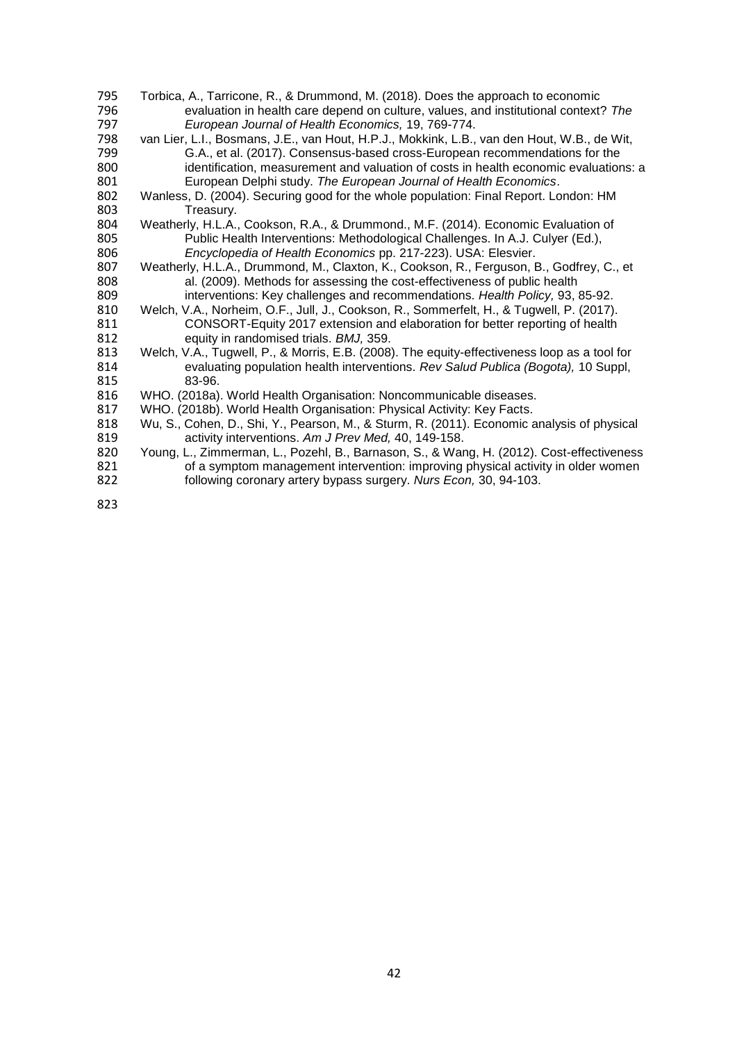Torbica, A., Tarricone, R., & Drummond, M. (2018). Does the approach to economic evaluation in health care depend on culture, values, and institutional context? *The European Journal of Health Economics,* 19, 769-774.

van Lier, L.I., Bosmans, J.E., van Hout, H.P.J., Mokkink, L.B., van den Hout, W.B., de Wit, G.A., et al. (2017). Consensus-based cross-European recommendations for the identification, measurement and valuation of costs in health economic evaluations: a European Delphi study. *The European Journal of Health Economics*.

Wanless, D. (2004). Securing good for the whole population: Final Report. London: HM Treasury.

Weatherly, H.L.A., Cookson, R.A., & Drummond., M.F. (2014). Economic Evaluation of Public Health Interventions: Methodological Challenges. In A.J. Culyer (Ed.), *Encyclopedia of Health Economics* pp. 217-223). USA: Elesvier.

Weatherly, H.L.A., Drummond, M., Claxton, K., Cookson, R., Ferguson, B., Godfrey, C., et al. (2009). Methods for assessing the cost-effectiveness of public health interventions: Key challenges and recommendations. *Health Policy,* 93, 85-92.

Welch, V.A., Norheim, O.F., Jull, J., Cookson, R., Sommerfelt, H., & Tugwell, P. (2017). CONSORT-Equity 2017 extension and elaboration for better reporting of health equity in randomised trials. *BMJ,* 359.

Welch, V.A., Tugwell, P., & Morris, E.B. (2008). The equity-effectiveness loop as a tool for evaluating population health interventions. *Rev Salud Publica (Bogota),* 10 Suppl, 83-96.

WHO. (2018a). World Health Organisation: Noncommunicable diseases.

WHO. (2018b). World Health Organisation: Physical Activity: Key Facts.

Wu, S., Cohen, D., Shi, Y., Pearson, M., & Sturm, R. (2011). Economic analysis of physical activity interventions. *Am J Prev Med,* 40, 149-158.

Young, L., Zimmerman, L., Pozehl, B., Barnason, S., & Wang, H. (2012). Cost-effectiveness of a symptom management intervention: improving physical activity in older women following coronary artery bypass surgery. *Nurs Econ,* 30, 94-103.